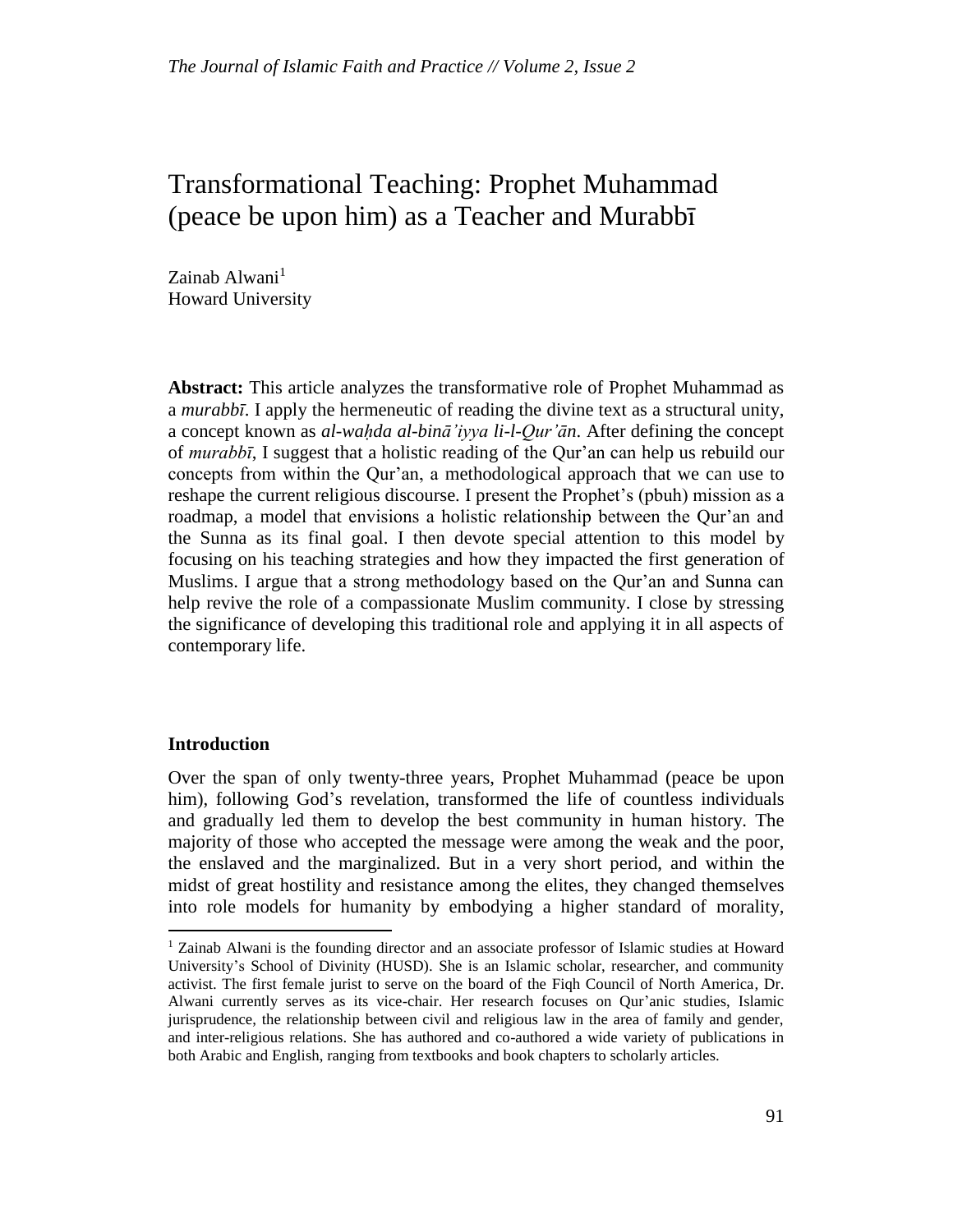# Transformational Teaching: Prophet Muhammad (peace be upon him) as a Teacher and Murabbī

Zainab Alwani[1]
Howard University

**Abstract:** This article analyzes the transformative role of Prophet Muhammad as a *murabbī*. I apply the hermeneutic of reading the divine text as a structural unity, a concept known as *al-waḥda al-binā'iyya li-l-Qur'ān*. After defining the concept of *murabbī*, I suggest that a holistic reading of the Qur'an can help us rebuild our concepts from within the Qur'an, a methodological approach that we can use to reshape the current religious discourse. I present the Prophet's (pbuh) mission as a roadmap, a model that envisions a holistic relationship between the Qur'an and the Sunna as its final goal. I then devote special attention to this model by focusing on his teaching strategies and how they impacted the first generation of Muslims. I argue that a strong methodology based on the Qur'an and Sunna can help revive the role of a compassionate Muslim community. I close by stressing the significance of developing this traditional role and applying it in all aspects of contemporary life.

## Introduction

Over the span of only twenty-three years, Prophet Muhammad (peace be upon him), following God's revelation, transformed the life of countless individuals and gradually led them to develop the best community in human history. The majority of those who accepted the message were among the weak and the poor, the enslaved and the marginalized. But in a very short period, and within the midst of great hostility and resistance among the elites, they changed themselves into role models for humanity by embodying a higher standard of morality,

[1] Zainab Alwani is the founding director and an associate professor of Islamic studies at Howard University's School of Divinity (HUSD). She is an Islamic scholar, researcher, and community activist. The first female jurist to serve on the board of the Fiqh Council of North America, Dr. Alwani currently serves as its vice-chair. Her research focuses on Qur'anic studies, Islamic jurisprudence, the relationship between civil and religious law in the area of family and gender, and inter-religious relations. She has authored and co-authored a wide variety of publications in both Arabic and English, ranging from textbooks and book chapters to scholarly articles.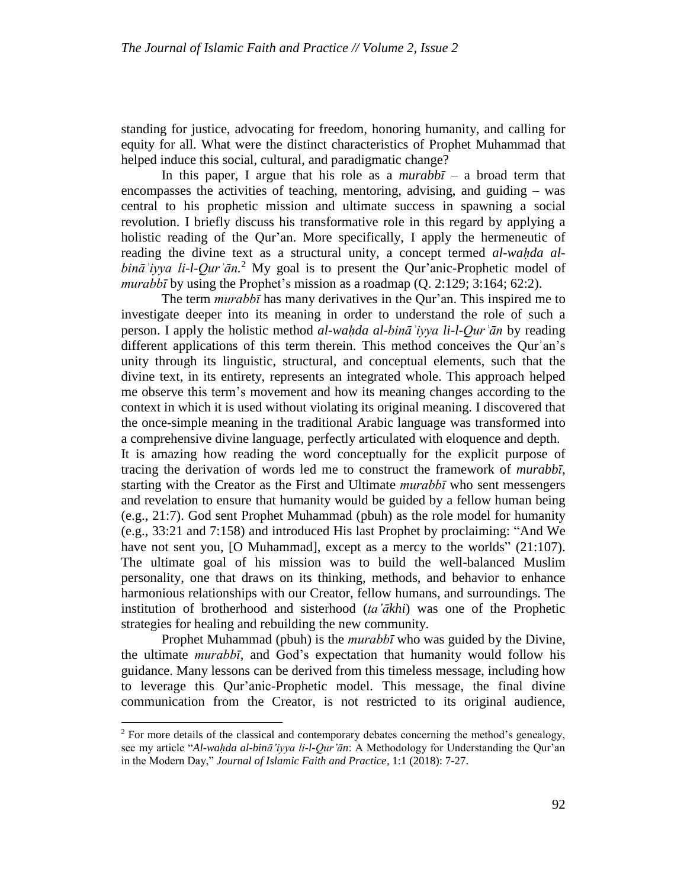standing for justice, advocating for freedom, honoring humanity, and calling for equity for all. What were the distinct characteristics of Prophet Muhammad that helped induce this social, cultural, and paradigmatic change?

In this paper, I argue that his role as a *murabbī* – a broad term that encompasses the activities of teaching, mentoring, advising, and guiding – was central to his prophetic mission and ultimate success in spawning a social revolution. I briefly discuss his transformative role in this regard by applying a holistic reading of the Qur'an. More specifically, I apply the hermeneutic of reading the divine text as a structural unity, a concept termed *al-waḥda al-bināʾiyya li-l-Qurʾān*.[2] My goal is to present the Qur'anic-Prophetic model of *murabbī* by using the Prophet's mission as a roadmap (Q. 2:129; 3:164; 62:2).

The term *murabbī* has many derivatives in the Qur'an. This inspired me to investigate deeper into its meaning in order to understand the role of such a person. I apply the holistic method *al-waḥda al-bināʾiyya li-l-Qurʾān* by reading different applications of this term therein. This method conceives the Qurʾan's unity through its linguistic, structural, and conceptual elements, such that the divine text, in its entirety, represents an integrated whole. This approach helped me observe this term's movement and how its meaning changes according to the context in which it is used without violating its original meaning. I discovered that the once-simple meaning in the traditional Arabic language was transformed into a comprehensive divine language, perfectly articulated with eloquence and depth.

It is amazing how reading the word conceptually for the explicit purpose of tracing the derivation of words led me to construct the framework of *murabbī*, starting with the Creator as the First and Ultimate *murabbī* who sent messengers and revelation to ensure that humanity would be guided by a fellow human being (e.g., 21:7). God sent Prophet Muhammad (pbuh) as the role model for humanity (e.g., 33:21 and 7:158) and introduced His last Prophet by proclaiming: "And We have not sent you, [O Muhammad], except as a mercy to the worlds" (21:107). The ultimate goal of his mission was to build the well-balanced Muslim personality, one that draws on its thinking, methods, and behavior to enhance harmonious relationships with our Creator, fellow humans, and surroundings. The institution of brotherhood and sisterhood (*ta'ākhi*) was one of the Prophetic strategies for healing and rebuilding the new community.

Prophet Muhammad (pbuh) is the *murabbī* who was guided by the Divine, the ultimate *murabbī*, and God's expectation that humanity would follow his guidance. Many lessons can be derived from this timeless message, including how to leverage this Qur'anic-Prophetic model. This message, the final divine communication from the Creator, is not restricted to its original audience,

---

[2] For more details of the classical and contemporary debates concerning the method's genealogy, see my article "*Al-waḥda al-binā'iyya li-l-Qur'ān*: A Methodology for Understanding the Qur'an in the Modern Day," *Journal of Islamic Faith and Practice*, 1:1 (2018): 7-27.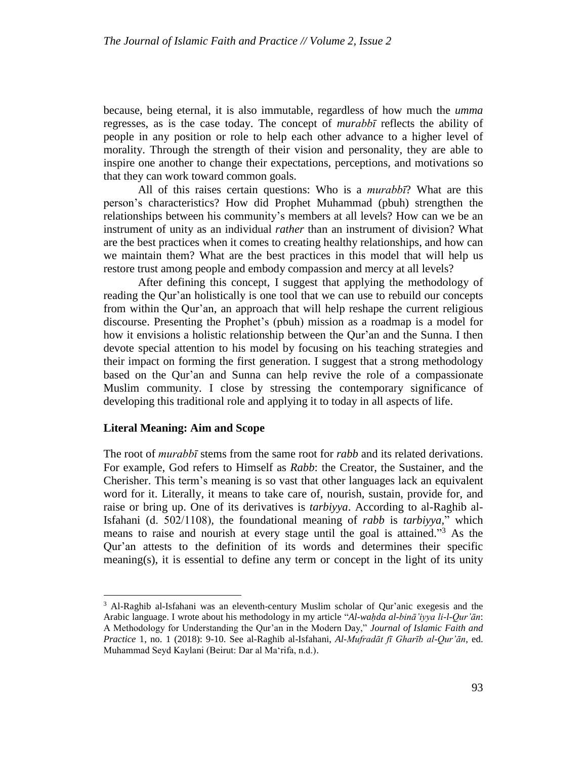because, being eternal, it is also immutable, regardless of how much the *umma* regresses, as is the case today. The concept of *murabbī* reflects the ability of people in any position or role to help each other advance to a higher level of morality. Through the strength of their vision and personality, they are able to inspire one another to change their expectations, perceptions, and motivations so that they can work toward common goals.

All of this raises certain questions: Who is a *murabbī*? What are this person's characteristics? How did Prophet Muhammad (pbuh) strengthen the relationships between his community's members at all levels? How can we be an instrument of unity as an individual *rather* than an instrument of division? What are the best practices when it comes to creating healthy relationships, and how can we maintain them? What are the best practices in this model that will help us restore trust among people and embody compassion and mercy at all levels?

After defining this concept, I suggest that applying the methodology of reading the Qur'an holistically is one tool that we can use to rebuild our concepts from within the Qur'an, an approach that will help reshape the current religious discourse. Presenting the Prophet's (pbuh) mission as a roadmap is a model for how it envisions a holistic relationship between the Qur'an and the Sunna. I then devote special attention to his model by focusing on his teaching strategies and their impact on forming the first generation. I suggest that a strong methodology based on the Qur'an and Sunna can help revive the role of a compassionate Muslim community. I close by stressing the contemporary significance of developing this traditional role and applying it to today in all aspects of life.

## Literal Meaning: Aim and Scope

The root of *murabbī* stems from the same root for *rabb* and its related derivations. For example, God refers to Himself as *Rabb*: the Creator, the Sustainer, and the Cherisher. This term's meaning is so vast that other languages lack an equivalent word for it. Literally, it means to take care of, nourish, sustain, provide for, and raise or bring up. One of its derivatives is *tarbiyya*. According to al-Raghib al-Isfahani (d. 502/1108), the foundational meaning of *rabb* is *tarbiyya*," which means to raise and nourish at every stage until the goal is attained."[3] As the Qur'an attests to the definition of its words and determines their specific meaning(s), it is essential to define any term or concept in the light of its unity

---

[3] Al-Raghib al-Isfahani was an eleventh-century Muslim scholar of Qur'anic exegesis and the Arabic language. I wrote about his methodology in my article "*Al-waḥda al-binā'iyya li-l-Qur'ān*: A Methodology for Understanding the Qur'an in the Modern Day," *Journal of Islamic Faith and Practice* 1, no. 1 (2018): 9-10. See al-Raghib al-Isfahani, *Al-Mufradāt fī Gharīb al-Qur'ān*, ed. Muhammad Seyd Kaylani (Beirut: Dar al Ma'rifa, n.d.).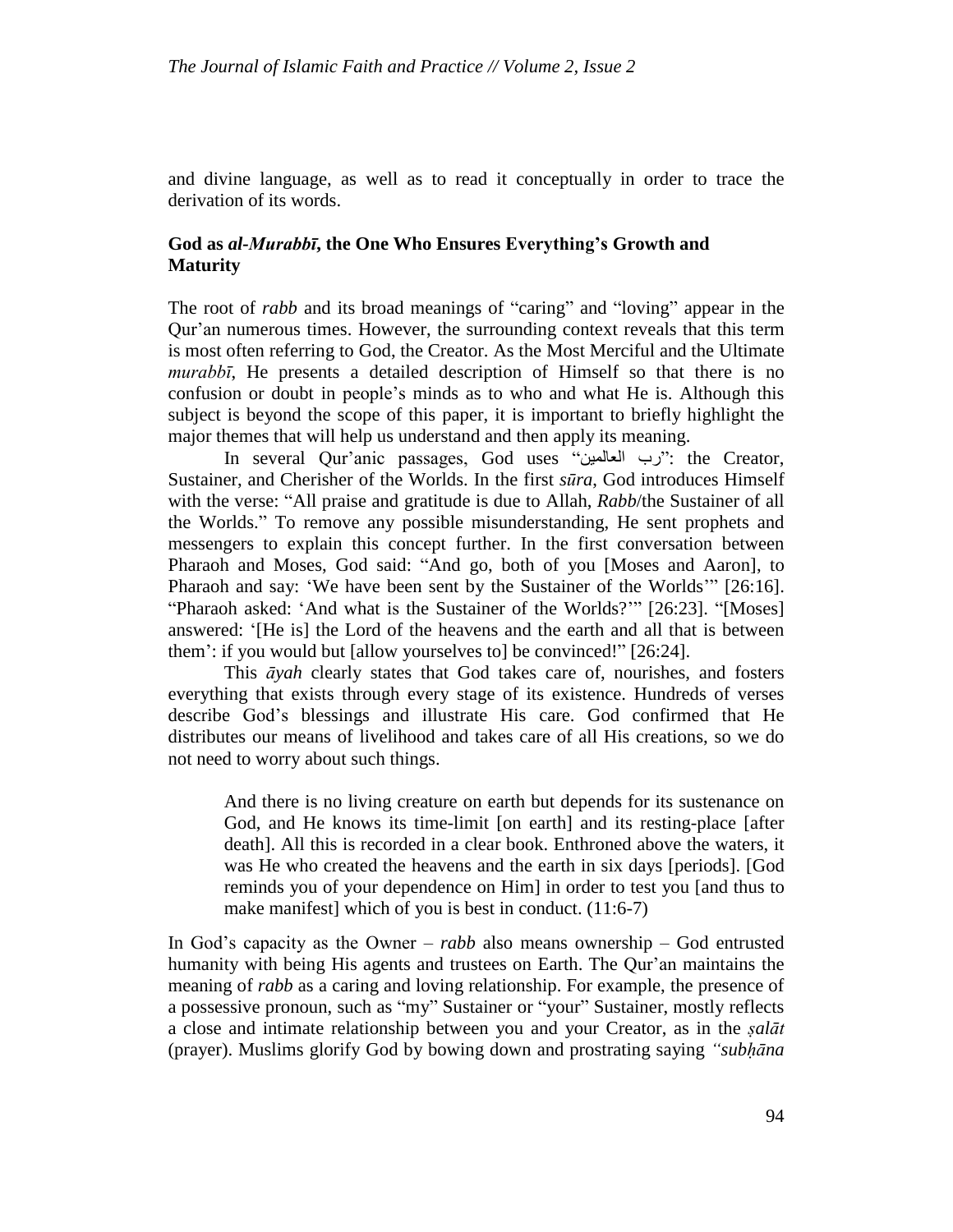and divine language, as well as to read it conceptually in order to trace the derivation of its words.

### God as *al-Murabbī*, the One Who Ensures Everything's Growth and Maturity

The root of *rabb* and its broad meanings of "caring" and "loving" appear in the Qur'an numerous times. However, the surrounding context reveals that this term is most often referring to God, the Creator. As the Most Merciful and the Ultimate *murabbī*, He presents a detailed description of Himself so that there is no confusion or doubt in people's minds as to who and what He is. Although this subject is beyond the scope of this paper, it is important to briefly highlight the major themes that will help us understand and then apply its meaning.

In several Qur'anic passages, God uses "رب العالمين": the Creator, Sustainer, and Cherisher of the Worlds. In the first *sūra*, God introduces Himself with the verse: "All praise and gratitude is due to Allah, *Rabb*/the Sustainer of all the Worlds." To remove any possible misunderstanding, He sent prophets and messengers to explain this concept further. In the first conversation between Pharaoh and Moses, God said: "And go, both of you [Moses and Aaron], to Pharaoh and say: 'We have been sent by the Sustainer of the Worlds'" [26:16]. "Pharaoh asked: 'And what is the Sustainer of the Worlds?'" [26:23]. "[Moses] answered: '[He is] the Lord of the heavens and the earth and all that is between them': if you would but [allow yourselves to] be convinced!" [26:24].

This *āyah* clearly states that God takes care of, nourishes, and fosters everything that exists through every stage of its existence. Hundreds of verses describe God's blessings and illustrate His care. God confirmed that He distributes our means of livelihood and takes care of all His creations, so we do not need to worry about such things.

> And there is no living creature on earth but depends for its sustenance on God, and He knows its time-limit [on earth] and its resting-place [after death]. All this is recorded in a clear book. Enthroned above the waters, it was He who created the heavens and the earth in six days [periods]. [God reminds you of your dependence on Him] in order to test you [and thus to make manifest] which of you is best in conduct. (11:6-7)

In God's capacity as the Owner – *rabb* also means ownership – God entrusted humanity with being His agents and trustees on Earth. The Qur'an maintains the meaning of *rabb* as a caring and loving relationship. For example, the presence of a possessive pronoun, such as "my" Sustainer or "your" Sustainer, mostly reflects a close and intimate relationship between you and your Creator, as in the *ṣalāt* (prayer). Muslims glorify God by bowing down and prostrating saying *"subḥāna*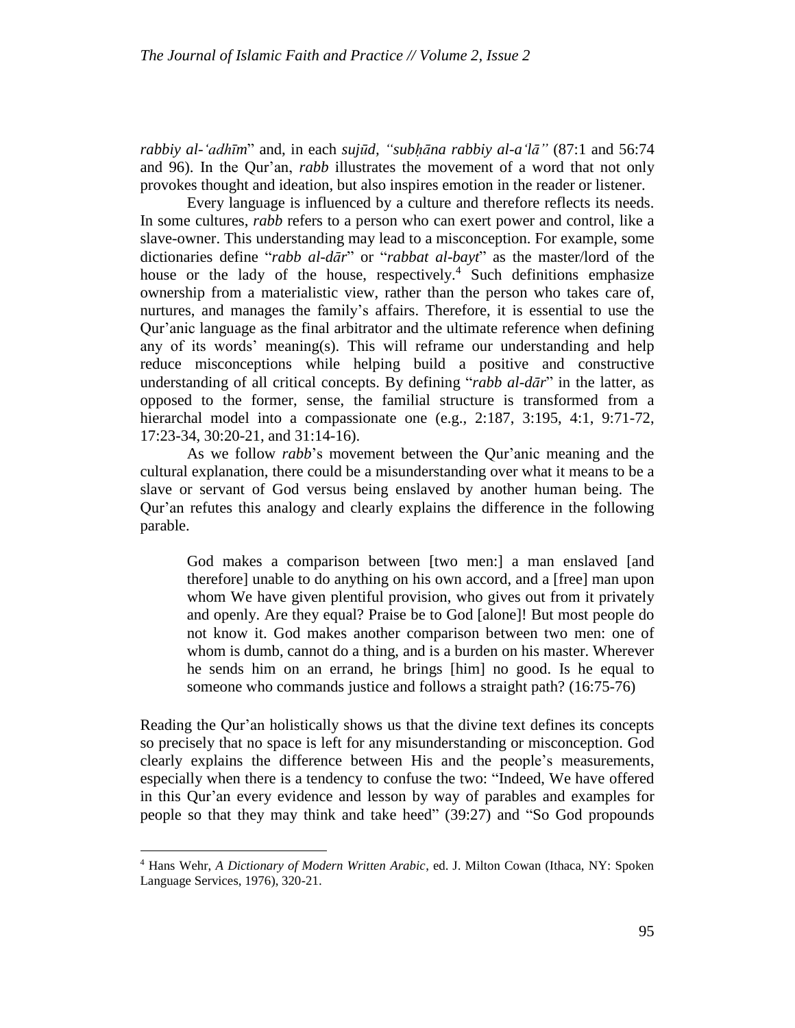*rabbiy al-'adhīm*" and, in each *sujūd, "subḥāna rabbiy al-a'lā"* (87:1 and 56:74 and 96). In the Qur'an, *rabb* illustrates the movement of a word that not only provokes thought and ideation, but also inspires emotion in the reader or listener.

Every language is influenced by a culture and therefore reflects its needs. In some cultures, *rabb* refers to a person who can exert power and control, like a slave-owner. This understanding may lead to a misconception. For example, some dictionaries define "*rabb al-dār*" or "*rabbat al-bayt*" as the master/lord of the house or the lady of the house, respectively.[4] Such definitions emphasize ownership from a materialistic view, rather than the person who takes care of, nurtures, and manages the family's affairs. Therefore, it is essential to use the Qur'anic language as the final arbitrator and the ultimate reference when defining any of its words' meaning(s). This will reframe our understanding and help reduce misconceptions while helping build a positive and constructive understanding of all critical concepts. By defining "*rabb al-dār*" in the latter, as opposed to the former, sense, the familial structure is transformed from a hierarchal model into a compassionate one (e.g., 2:187, 3:195, 4:1, 9:71-72, 17:23-34, 30:20-21, and 31:14-16).

As we follow *rabb*'s movement between the Qur'anic meaning and the cultural explanation, there could be a misunderstanding over what it means to be a slave or servant of God versus being enslaved by another human being. The Qur'an refutes this analogy and clearly explains the difference in the following parable.

> God makes a comparison between [two men:] a man enslaved [and therefore] unable to do anything on his own accord, and a [free] man upon whom We have given plentiful provision, who gives out from it privately and openly. Are they equal? Praise be to God [alone]! But most people do not know it. God makes another comparison between two men: one of whom is dumb, cannot do a thing, and is a burden on his master. Wherever he sends him on an errand, he brings [him] no good. Is he equal to someone who commands justice and follows a straight path? (16:75-76)

Reading the Qur'an holistically shows us that the divine text defines its concepts so precisely that no space is left for any misunderstanding or misconception. God clearly explains the difference between His and the people's measurements, especially when there is a tendency to confuse the two: "Indeed, We have offered in this Qur'an every evidence and lesson by way of parables and examples for people so that they may think and take heed" (39:27) and "So God propounds

---

[4] Hans Wehr, *A Dictionary of Modern Written Arabic*, ed. J. Milton Cowan (Ithaca, NY: Spoken Language Services, 1976), 320-21.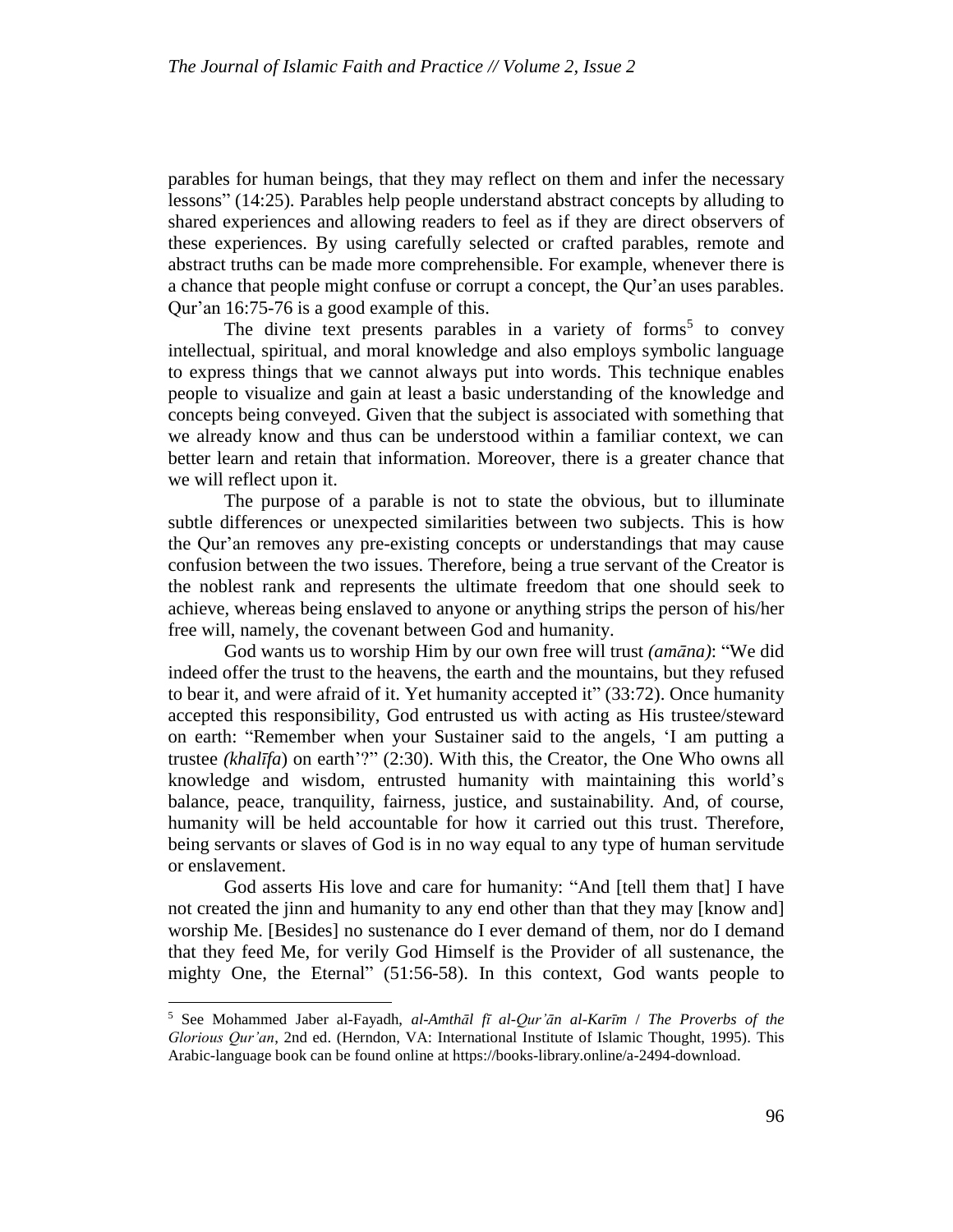parables for human beings, that they may reflect on them and infer the necessary lessons" (14:25). Parables help people understand abstract concepts by alluding to shared experiences and allowing readers to feel as if they are direct observers of these experiences. By using carefully selected or crafted parables, remote and abstract truths can be made more comprehensible. For example, whenever there is a chance that people might confuse or corrupt a concept, the Qur'an uses parables. Qur'an 16:75-76 is a good example of this.

The divine text presents parables in a variety of forms[5] to convey intellectual, spiritual, and moral knowledge and also employs symbolic language to express things that we cannot always put into words. This technique enables people to visualize and gain at least a basic understanding of the knowledge and concepts being conveyed. Given that the subject is associated with something that we already know and thus can be understood within a familiar context, we can better learn and retain that information. Moreover, there is a greater chance that we will reflect upon it.

The purpose of a parable is not to state the obvious, but to illuminate subtle differences or unexpected similarities between two subjects. This is how the Qur'an removes any pre-existing concepts or understandings that may cause confusion between the two issues. Therefore, being a true servant of the Creator is the noblest rank and represents the ultimate freedom that one should seek to achieve, whereas being enslaved to anyone or anything strips the person of his/her free will, namely, the covenant between God and humanity.

God wants us to worship Him by our own free will trust *(amāna)*: "We did indeed offer the trust to the heavens, the earth and the mountains, but they refused to bear it, and were afraid of it. Yet humanity accepted it" (33:72). Once humanity accepted this responsibility, God entrusted us with acting as His trustee/steward on earth: "Remember when your Sustainer said to the angels, 'I am putting a trustee *(khalīfa*) on earth'?" (2:30). With this, the Creator, the One Who owns all knowledge and wisdom, entrusted humanity with maintaining this world's balance, peace, tranquility, fairness, justice, and sustainability. And, of course, humanity will be held accountable for how it carried out this trust. Therefore, being servants or slaves of God is in no way equal to any type of human servitude or enslavement.

God asserts His love and care for humanity: "And [tell them that] I have not created the jinn and humanity to any end other than that they may [know and] worship Me. [Besides] no sustenance do I ever demand of them, nor do I demand that they feed Me, for verily God Himself is the Provider of all sustenance, the mighty One, the Eternal" (51:56-58). In this context, God wants people to

---

[5] See Mohammed Jaber al-Fayadh, *al-Amthāl fī al-Qur'ān al-Karīm* / *The Proverbs of the Glorious Qur'an*, 2nd ed. (Herndon, VA: International Institute of Islamic Thought, 1995). This Arabic-language book can be found online at https://books-library.online/a-2494-download.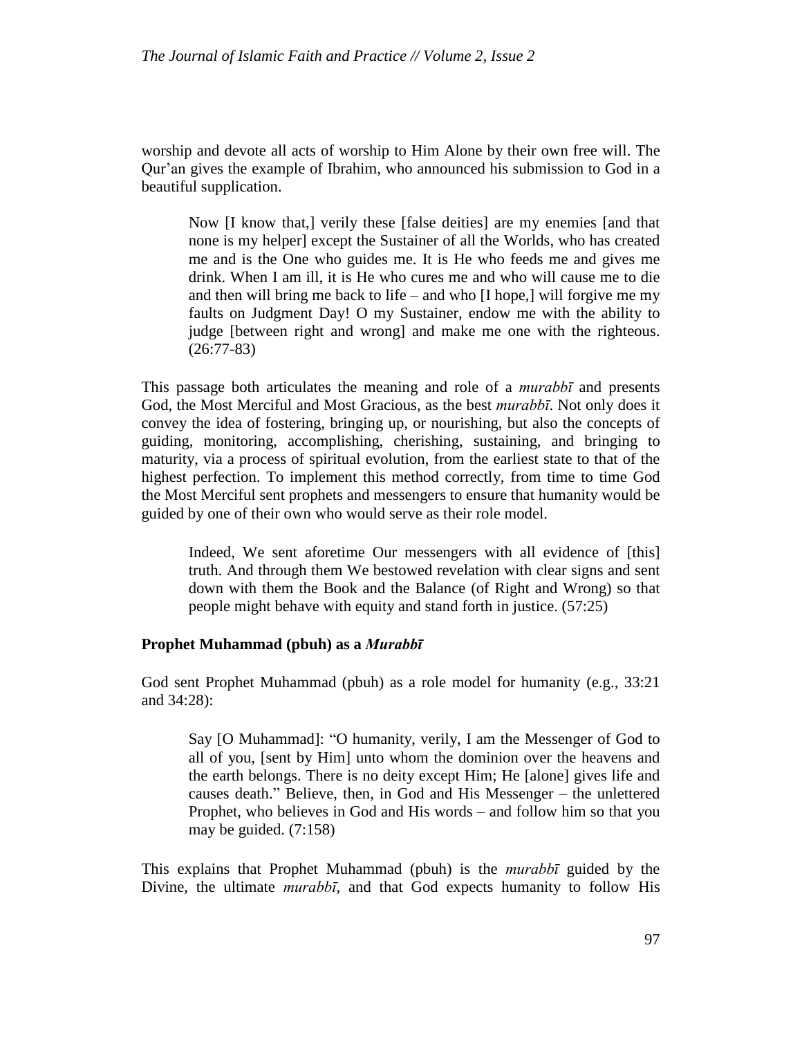worship and devote all acts of worship to Him Alone by their own free will. The Qur'an gives the example of Ibrahim, who announced his submission to God in a beautiful supplication.

> Now [I know that,] verily these [false deities] are my enemies [and that none is my helper] except the Sustainer of all the Worlds, who has created me and is the One who guides me. It is He who feeds me and gives me drink. When I am ill, it is He who cures me and who will cause me to die and then will bring me back to life – and who [I hope,] will forgive me my faults on Judgment Day! O my Sustainer, endow me with the ability to judge [between right and wrong] and make me one with the righteous. (26:77-83)

This passage both articulates the meaning and role of a *murabbī* and presents God, the Most Merciful and Most Gracious, as the best *murabbī*. Not only does it convey the idea of fostering, bringing up, or nourishing, but also the concepts of guiding, monitoring, accomplishing, cherishing, sustaining, and bringing to maturity, via a process of spiritual evolution, from the earliest state to that of the highest perfection. To implement this method correctly, from time to time God the Most Merciful sent prophets and messengers to ensure that humanity would be guided by one of their own who would serve as their role model.

> Indeed, We sent aforetime Our messengers with all evidence of [this] truth. And through them We bestowed revelation with clear signs and sent down with them the Book and the Balance (of Right and Wrong) so that people might behave with equity and stand forth in justice. (57:25)

### Prophet Muhammad (pbuh) as a *Murabbī*

God sent Prophet Muhammad (pbuh) as a role model for humanity (e.g., 33:21 and 34:28):

> Say [O Muhammad]: "O humanity, verily, I am the Messenger of God to all of you, [sent by Him] unto whom the dominion over the heavens and the earth belongs. There is no deity except Him; He [alone] gives life and causes death." Believe, then, in God and His Messenger – the unlettered Prophet, who believes in God and His words – and follow him so that you may be guided. (7:158)

This explains that Prophet Muhammad (pbuh) is the *murabbī* guided by the Divine, the ultimate *murabbī*, and that God expects humanity to follow His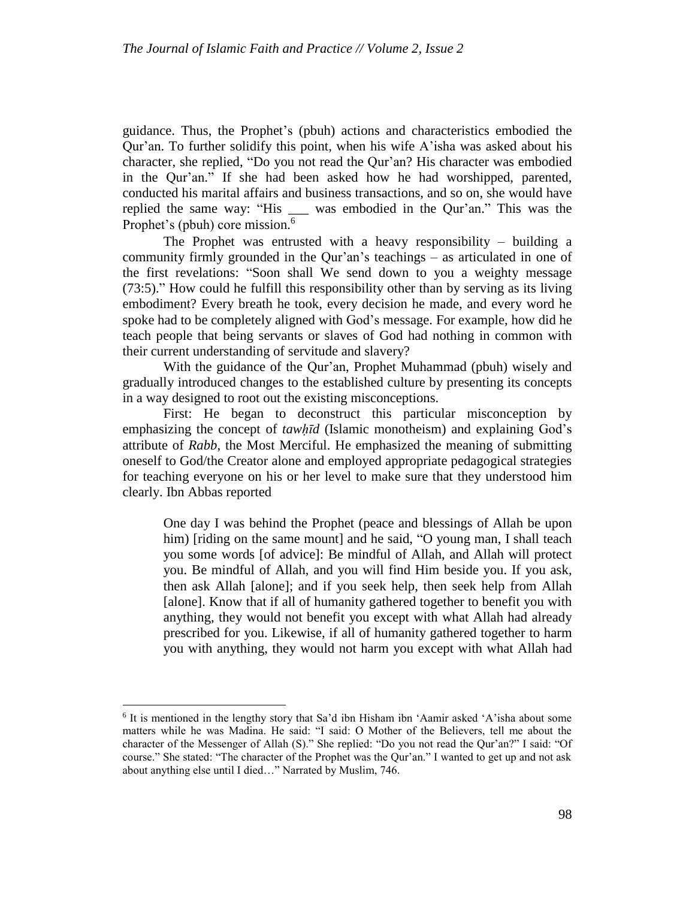guidance. Thus, the Prophet's (pbuh) actions and characteristics embodied the Qur'an. To further solidify this point, when his wife A'isha was asked about his character, she replied, "Do you not read the Qur'an? His character was embodied in the Qur'an." If she had been asked how he had worshipped, parented, conducted his marital affairs and business transactions, and so on, she would have replied the same way: "His ___ was embodied in the Qur'an." This was the Prophet's (pbuh) core mission.[6]

The Prophet was entrusted with a heavy responsibility – building a community firmly grounded in the Qur'an's teachings – as articulated in one of the first revelations: "Soon shall We send down to you a weighty message (73:5)." How could he fulfill this responsibility other than by serving as its living embodiment? Every breath he took, every decision he made, and every word he spoke had to be completely aligned with God's message. For example, how did he teach people that being servants or slaves of God had nothing in common with their current understanding of servitude and slavery?

With the guidance of the Qur'an, Prophet Muhammad (pbuh) wisely and gradually introduced changes to the established culture by presenting its concepts in a way designed to root out the existing misconceptions.

First: He began to deconstruct this particular misconception by emphasizing the concept of *tawḥīd* (Islamic monotheism) and explaining God's attribute of *Rabb*, the Most Merciful. He emphasized the meaning of submitting oneself to God/the Creator alone and employed appropriate pedagogical strategies for teaching everyone on his or her level to make sure that they understood him clearly. Ibn Abbas reported

> One day I was behind the Prophet (peace and blessings of Allah be upon him) [riding on the same mount] and he said, "O young man, I shall teach you some words [of advice]: Be mindful of Allah, and Allah will protect you. Be mindful of Allah, and you will find Him beside you. If you ask, then ask Allah [alone]; and if you seek help, then seek help from Allah [alone]. Know that if all of humanity gathered together to benefit you with anything, they would not benefit you except with what Allah had already prescribed for you. Likewise, if all of humanity gathered together to harm you with anything, they would not harm you except with what Allah had

[6] It is mentioned in the lengthy story that Sa'd ibn Hisham ibn 'Aamir asked 'A'isha about some matters while he was Madina. He said: "I said: O Mother of the Believers, tell me about the character of the Messenger of Allah (S)." She replied: "Do you not read the Qur'an?" I said: "Of course." She stated: "The character of the Prophet was the Qur'an." I wanted to get up and not ask about anything else until I died…" Narrated by Muslim, 746.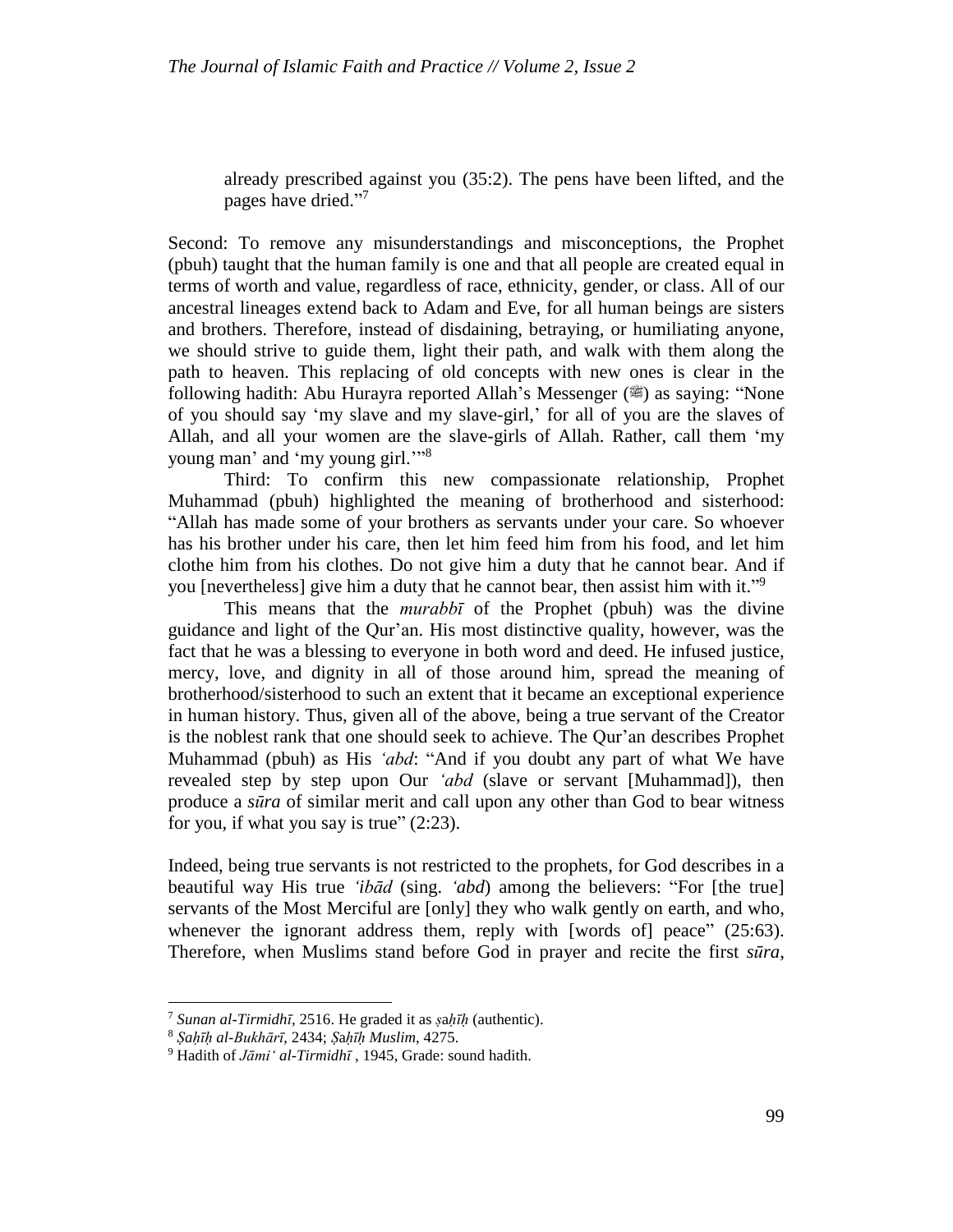> already prescribed against you (35:2). The pens have been lifted, and the pages have dried."[7]

Second: To remove any misunderstandings and misconceptions, the Prophet (pbuh) taught that the human family is one and that all people are created equal in terms of worth and value, regardless of race, ethnicity, gender, or class. All of our ancestral lineages extend back to Adam and Eve, for all human beings are sisters and brothers. Therefore, instead of disdaining, betraying, or humiliating anyone, we should strive to guide them, light their path, and walk with them along the path to heaven. This replacing of old concepts with new ones is clear in the following hadith: Abu Hurayra reported Allah's Messenger (ﷺ) as saying: "None of you should say 'my slave and my slave-girl,' for all of you are the slaves of Allah, and all your women are the slave-girls of Allah. Rather, call them 'my young man' and 'my young girl.'"[8]

Third: To confirm this new compassionate relationship, Prophet Muhammad (pbuh) highlighted the meaning of brotherhood and sisterhood: "Allah has made some of your brothers as servants under your care. So whoever has his brother under his care, then let him feed him from his food, and let him clothe him from his clothes. Do not give him a duty that he cannot bear. And if you [nevertheless] give him a duty that he cannot bear, then assist him with it."[9]

This means that the *murabbī* of the Prophet (pbuh) was the divine guidance and light of the Qur'an. His most distinctive quality, however, was the fact that he was a blessing to everyone in both word and deed. He infused justice, mercy, love, and dignity in all of those around him, spread the meaning of brotherhood/sisterhood to such an extent that it became an exceptional experience in human history. Thus, given all of the above, being a true servant of the Creator is the noblest rank that one should seek to achieve. The Qur'an describes Prophet Muhammad (pbuh) as His *'abd*: "And if you doubt any part of what We have revealed step by step upon Our *'abd* (slave or servant [Muhammad]), then produce a *sūra* of similar merit and call upon any other than God to bear witness for you, if what you say is true" (2:23).

Indeed, being true servants is not restricted to the prophets, for God describes in a beautiful way His true *'ibād* (sing. *'abd*) among the believers: "For [the true] servants of the Most Merciful are [only] they who walk gently on earth, and who, whenever the ignorant address them, reply with [words of] peace" (25:63). Therefore, when Muslims stand before God in prayer and recite the first *sūra*,

---

[7] *Sunan al-Tirmidhī*, 2516. He graded it as *ṣaḥīḥ* (authentic).

[8] *Ṣaḥīḥ al-Bukhārī*, 2434; *Ṣaḥīḥ Muslim*, 4275.

[9] Hadith of *Jāmi' al-Tirmidhī*, 1945, Grade: sound hadith.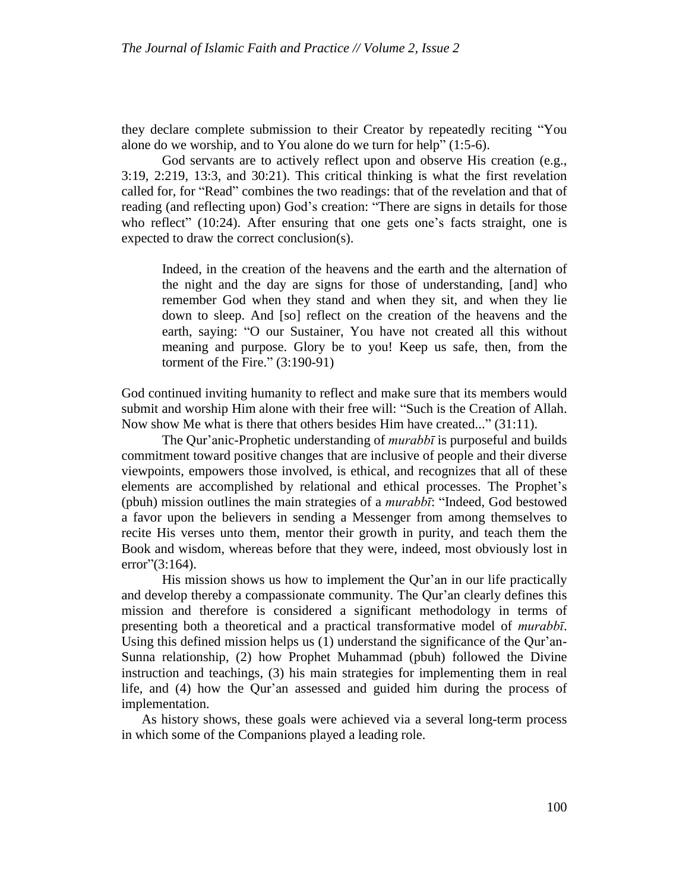they declare complete submission to their Creator by repeatedly reciting "You alone do we worship, and to You alone do we turn for help" (1:5-6).

God servants are to actively reflect upon and observe His creation (e.g., 3:19, 2:219, 13:3, and 30:21). This critical thinking is what the first revelation called for, for "Read" combines the two readings: that of the revelation and that of reading (and reflecting upon) God's creation: "There are signs in details for those who reflect" (10:24). After ensuring that one gets one's facts straight, one is expected to draw the correct conclusion(s).

> Indeed, in the creation of the heavens and the earth and the alternation of the night and the day are signs for those of understanding, [and] who remember God when they stand and when they sit, and when they lie down to sleep. And [so] reflect on the creation of the heavens and the earth, saying: "O our Sustainer, You have not created all this without meaning and purpose. Glory be to you! Keep us safe, then, from the torment of the Fire." (3:190-91)

God continued inviting humanity to reflect and make sure that its members would submit and worship Him alone with their free will: "Such is the Creation of Allah. Now show Me what is there that others besides Him have created..." (31:11).

The Qur'anic-Prophetic understanding of *murabbī* is purposeful and builds commitment toward positive changes that are inclusive of people and their diverse viewpoints, empowers those involved, is ethical, and recognizes that all of these elements are accomplished by relational and ethical processes. The Prophet's (pbuh) mission outlines the main strategies of a *murabbī*: "Indeed, God bestowed a favor upon the believers in sending a Messenger from among themselves to recite His verses unto them, mentor their growth in purity, and teach them the Book and wisdom, whereas before that they were, indeed, most obviously lost in error"(3:164).

His mission shows us how to implement the Qur'an in our life practically and develop thereby a compassionate community. The Qur'an clearly defines this mission and therefore is considered a significant methodology in terms of presenting both a theoretical and a practical transformative model of *murabbī*. Using this defined mission helps us (1) understand the significance of the Qur'an-Sunna relationship, (2) how Prophet Muhammad (pbuh) followed the Divine instruction and teachings, (3) his main strategies for implementing them in real life, and (4) how the Qur'an assessed and guided him during the process of implementation.

As history shows, these goals were achieved via a several long-term process in which some of the Companions played a leading role.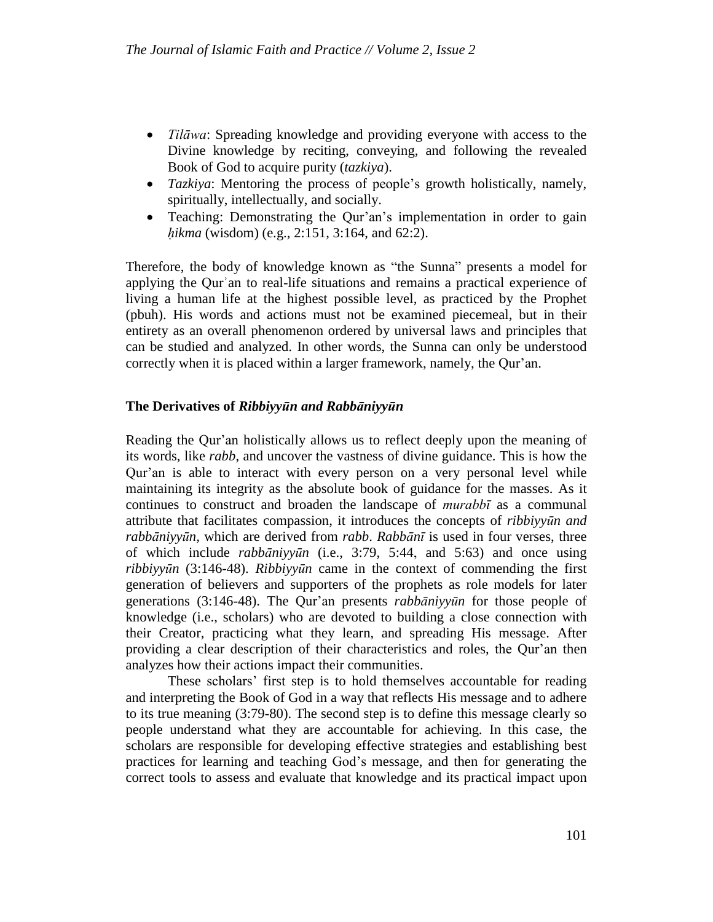- *Tilāwa*: Spreading knowledge and providing everyone with access to the Divine knowledge by reciting, conveying, and following the revealed Book of God to acquire purity (*tazkiya*).
- *Tazkiya*: Mentoring the process of people's growth holistically, namely, spiritually, intellectually, and socially.
- Teaching: Demonstrating the Qur'an's implementation in order to gain *ḥikma* (wisdom) (e.g., 2:151, 3:164, and 62:2).

Therefore, the body of knowledge known as "the Sunna" presents a model for applying the Qurʾan to real-life situations and remains a practical experience of living a human life at the highest possible level, as practiced by the Prophet (pbuh). His words and actions must not be examined piecemeal, but in their entirety as an overall phenomenon ordered by universal laws and principles that can be studied and analyzed. In other words, the Sunna can only be understood correctly when it is placed within a larger framework, namely, the Qur'an.

### The Derivatives of *Ribbiyyūn and Rabbāniyyūn*

Reading the Qur'an holistically allows us to reflect deeply upon the meaning of its words, like *rabb*, and uncover the vastness of divine guidance. This is how the Qur'an is able to interact with every person on a very personal level while maintaining its integrity as the absolute book of guidance for the masses. As it continues to construct and broaden the landscape of *murabbī* as a communal attribute that facilitates compassion, it introduces the concepts of *ribbiyyūn and rabbāniyyūn*, which are derived from *rabb*. *Rabbānī* is used in four verses, three of which include *rabbāniyyūn* (i.e., 3:79, 5:44, and 5:63) and once using *ribbiyyūn* (3:146-48). *Ribbiyyūn* came in the context of commending the first generation of believers and supporters of the prophets as role models for later generations (3:146-48). The Qur'an presents *rabbāniyyūn* for those people of knowledge (i.e., scholars) who are devoted to building a close connection with their Creator, practicing what they learn, and spreading His message. After providing a clear description of their characteristics and roles, the Qur'an then analyzes how their actions impact their communities.

These scholars' first step is to hold themselves accountable for reading and interpreting the Book of God in a way that reflects His message and to adhere to its true meaning (3:79-80). The second step is to define this message clearly so people understand what they are accountable for achieving. In this case, the scholars are responsible for developing effective strategies and establishing best practices for learning and teaching God's message, and then for generating the correct tools to assess and evaluate that knowledge and its practical impact upon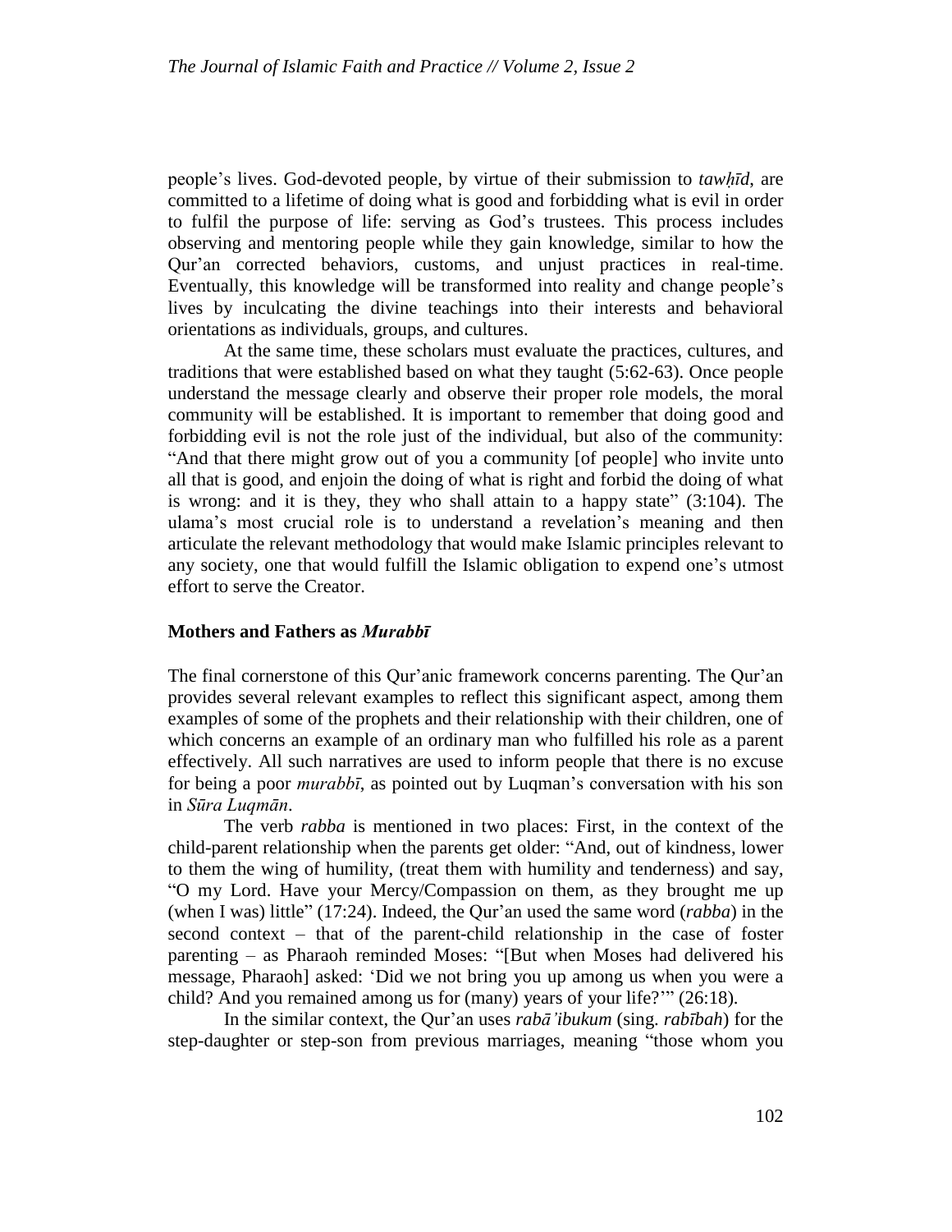people's lives. God-devoted people, by virtue of their submission to *tawḥīd*, are committed to a lifetime of doing what is good and forbidding what is evil in order to fulfil the purpose of life: serving as God's trustees. This process includes observing and mentoring people while they gain knowledge, similar to how the Qur'an corrected behaviors, customs, and unjust practices in real-time. Eventually, this knowledge will be transformed into reality and change people's lives by inculcating the divine teachings into their interests and behavioral orientations as individuals, groups, and cultures.

At the same time, these scholars must evaluate the practices, cultures, and traditions that were established based on what they taught (5:62-63). Once people understand the message clearly and observe their proper role models, the moral community will be established. It is important to remember that doing good and forbidding evil is not the role just of the individual, but also of the community: "And that there might grow out of you a community [of people] who invite unto all that is good, and enjoin the doing of what is right and forbid the doing of what is wrong: and it is they, they who shall attain to a happy state" (3:104). The ulama's most crucial role is to understand a revelation's meaning and then articulate the relevant methodology that would make Islamic principles relevant to any society, one that would fulfill the Islamic obligation to expend one's utmost effort to serve the Creator.

### Mothers and Fathers as *Murabbī*

The final cornerstone of this Qur'anic framework concerns parenting. The Qur'an provides several relevant examples to reflect this significant aspect, among them examples of some of the prophets and their relationship with their children, one of which concerns an example of an ordinary man who fulfilled his role as a parent effectively. All such narratives are used to inform people that there is no excuse for being a poor *murabbī*, as pointed out by Luqman's conversation with his son in *Sūra Luqmān*.

The verb *rabba* is mentioned in two places: First, in the context of the child-parent relationship when the parents get older: "And, out of kindness, lower to them the wing of humility, (treat them with humility and tenderness) and say, "O my Lord. Have your Mercy/Compassion on them, as they brought me up (when I was) little" (17:24). Indeed, the Qur'an used the same word (*rabba*) in the second context – that of the parent-child relationship in the case of foster parenting – as Pharaoh reminded Moses: "[But when Moses had delivered his message, Pharaoh] asked: 'Did we not bring you up among us when you were a child? And you remained among us for (many) years of your life?'" (26:18).

In the similar context, the Qur'an uses *rabā'ibukum* (sing. *rabībah*) for the step-daughter or step-son from previous marriages, meaning "those whom you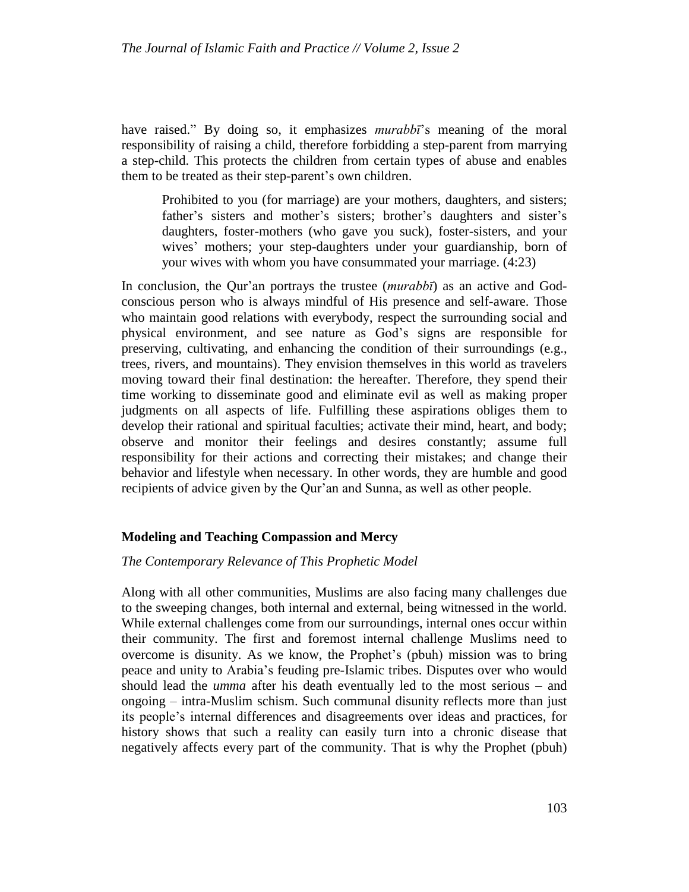have raised." By doing so, it emphasizes *murabbī*'s meaning of the moral responsibility of raising a child, therefore forbidding a step-parent from marrying a step-child. This protects the children from certain types of abuse and enables them to be treated as their step-parent's own children.

> Prohibited to you (for marriage) are your mothers, daughters, and sisters; father's sisters and mother's sisters; brother's daughters and sister's daughters, foster-mothers (who gave you suck), foster-sisters, and your wives' mothers; your step-daughters under your guardianship, born of your wives with whom you have consummated your marriage. (4:23)

In conclusion, the Qur'an portrays the trustee (*murabbī*) as an active and God-conscious person who is always mindful of His presence and self-aware. Those who maintain good relations with everybody, respect the surrounding social and physical environment, and see nature as God's signs are responsible for preserving, cultivating, and enhancing the condition of their surroundings (e.g., trees, rivers, and mountains). They envision themselves in this world as travelers moving toward their final destination: the hereafter. Therefore, they spend their time working to disseminate good and eliminate evil as well as making proper judgments on all aspects of life. Fulfilling these aspirations obliges them to develop their rational and spiritual faculties; activate their mind, heart, and body; observe and monitor their feelings and desires constantly; assume full responsibility for their actions and correcting their mistakes; and change their behavior and lifestyle when necessary. In other words, they are humble and good recipients of advice given by the Qur'an and Sunna, as well as other people.

## Modeling and Teaching Compassion and Mercy

### *The Contemporary Relevance of This Prophetic Model*

Along with all other communities, Muslims are also facing many challenges due to the sweeping changes, both internal and external, being witnessed in the world. While external challenges come from our surroundings, internal ones occur within their community. The first and foremost internal challenge Muslims need to overcome is disunity. As we know, the Prophet's (pbuh) mission was to bring peace and unity to Arabia's feuding pre-Islamic tribes. Disputes over who would should lead the *umma* after his death eventually led to the most serious – and ongoing – intra-Muslim schism. Such communal disunity reflects more than just its people's internal differences and disagreements over ideas and practices, for history shows that such a reality can easily turn into a chronic disease that negatively affects every part of the community. That is why the Prophet (pbuh)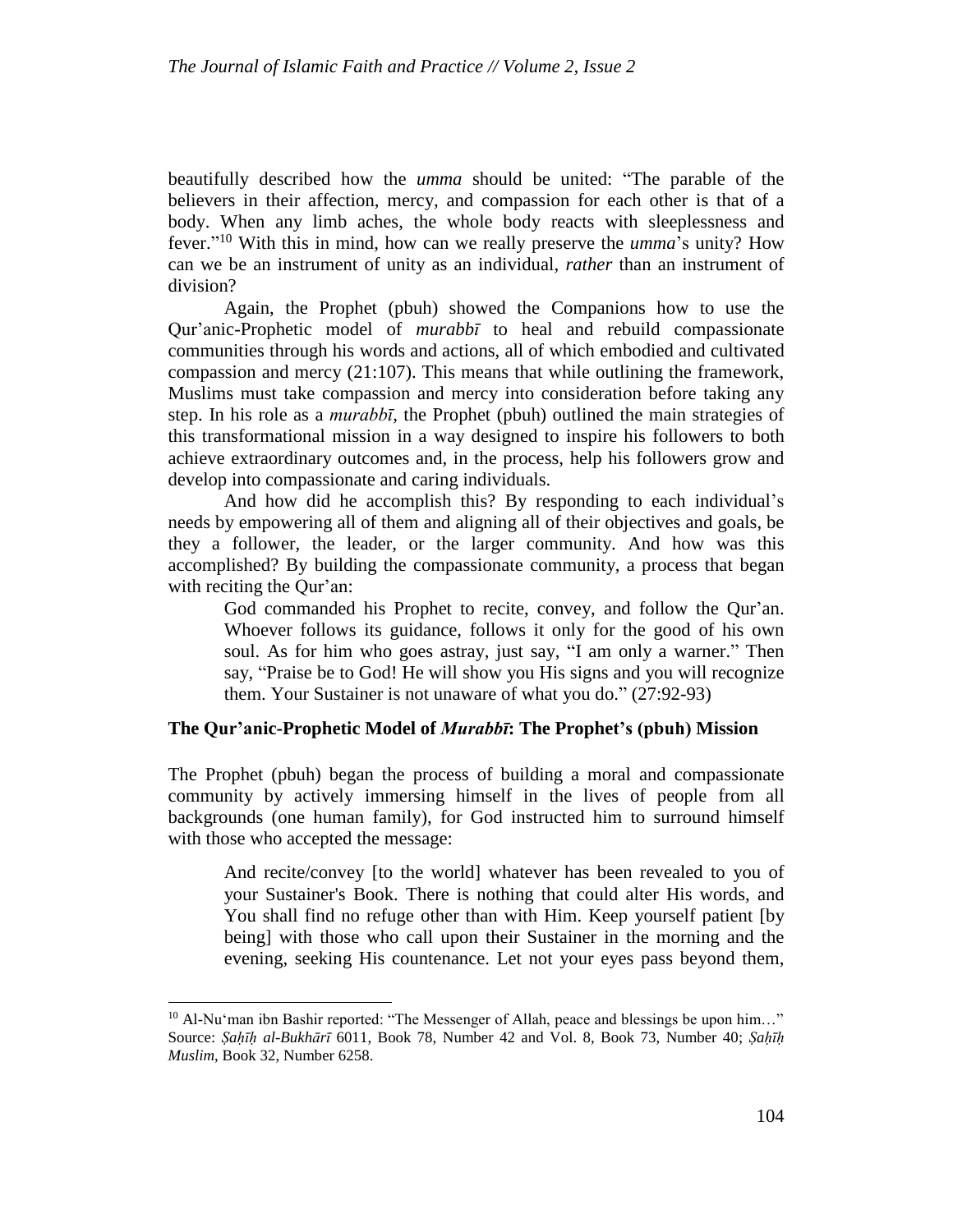beautifully described how the *umma* should be united: “The parable of the believers in their affection, mercy, and compassion for each other is that of a body. When any limb aches, the whole body reacts with sleeplessness and fever.”[10] With this in mind, how can we really preserve the *umma*’s unity? How can we be an instrument of unity as an individual, *rather* than an instrument of division?

Again, the Prophet (pbuh) showed the Companions how to use the Qur’anic-Prophetic model of *murabbī* to heal and rebuild compassionate communities through his words and actions, all of which embodied and cultivated compassion and mercy (21:107). This means that while outlining the framework, Muslims must take compassion and mercy into consideration before taking any step. In his role as a *murabbī*, the Prophet (pbuh) outlined the main strategies of this transformational mission in a way designed to inspire his followers to both achieve extraordinary outcomes and, in the process, help his followers grow and develop into compassionate and caring individuals.

And how did he accomplish this? By responding to each individual’s needs by empowering all of them and aligning all of their objectives and goals, be they a follower, the leader, or the larger community. And how was this accomplished? By building the compassionate community, a process that began with reciting the Qur’an:

> God commanded his Prophet to recite, convey, and follow the Qur’an. Whoever follows its guidance, follows it only for the good of his own soul. As for him who goes astray, just say, “I am only a warner.” Then say, “Praise be to God! He will show you His signs and you will recognize them. Your Sustainer is not unaware of what you do.” (27:92-93)

### The Qur’anic-Prophetic Model of *Murabbī*: The Prophet’s (pbuh) Mission

The Prophet (pbuh) began the process of building a moral and compassionate community by actively immersing himself in the lives of people from all backgrounds (one human family), for God instructed him to surround himself with those who accepted the message:

> And recite/convey [to the world] whatever has been revealed to you of your Sustainer's Book. There is nothing that could alter His words, and You shall find no refuge other than with Him. Keep yourself patient [by being] with those who call upon their Sustainer in the morning and the evening, seeking His countenance. Let not your eyes pass beyond them,

---

[10] Al-Nu‘man ibn Bashir reported: “The Messenger of Allah, peace and blessings be upon him…” Source: *Ṣaḥīḥ al-Bukhārī* 6011, Book 78, Number 42 and Vol. 8, Book 73, Number 40; *Ṣaḥīḥ Muslim*, Book 32, Number 6258.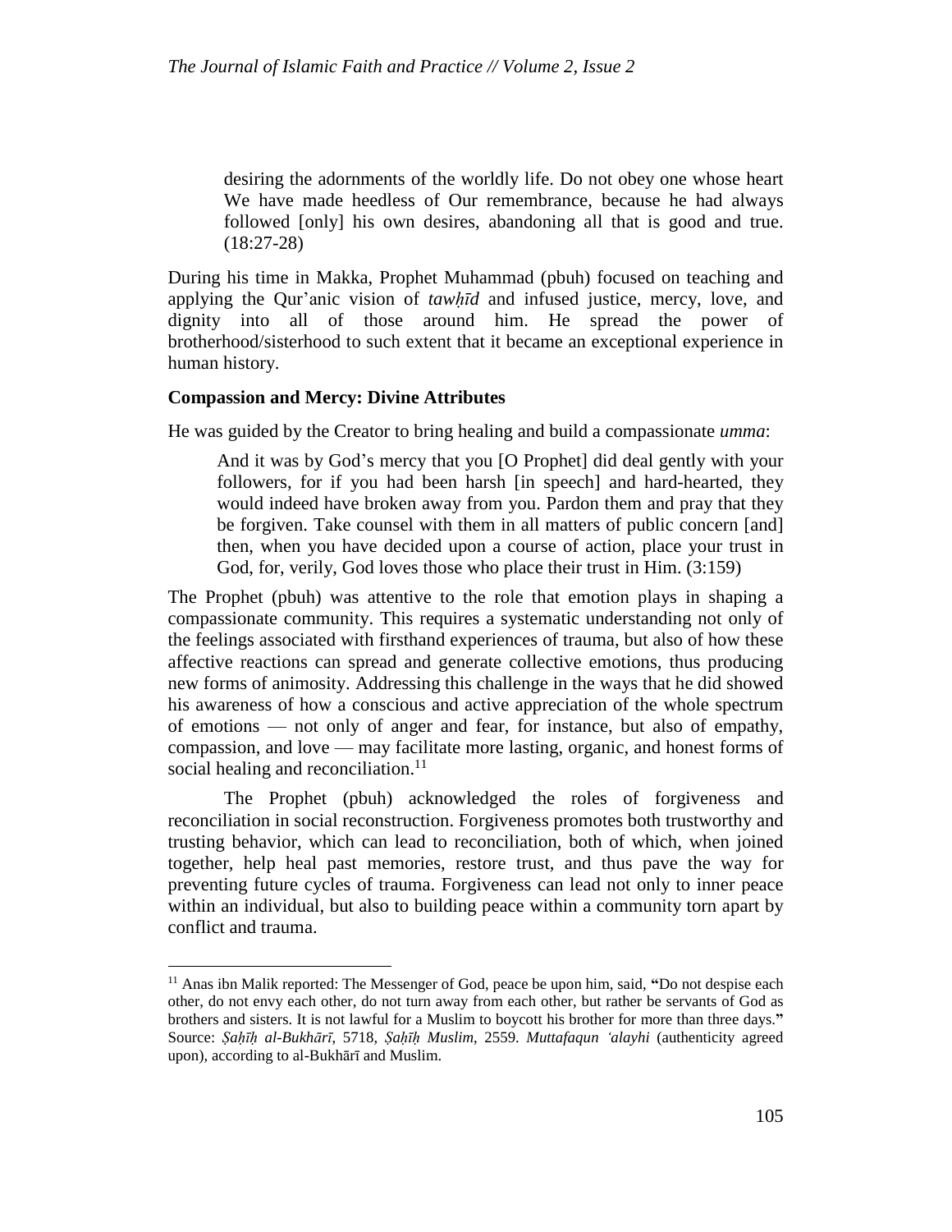> desiring the adornments of the worldly life. Do not obey one whose heart We have made heedless of Our remembrance, because he had always followed [only] his own desires, abandoning all that is good and true. (18:27-28)

During his time in Makka, Prophet Muhammad (pbuh) focused on teaching and applying the Qur'anic vision of *tawḥīd* and infused justice, mercy, love, and dignity into all of those around him. He spread the power of brotherhood/sisterhood to such extent that it became an exceptional experience in human history.

**Compassion and Mercy: Divine Attributes**

He was guided by the Creator to bring healing and build a compassionate *umma*:

> And it was by God's mercy that you [O Prophet] did deal gently with your followers, for if you had been harsh [in speech] and hard-hearted, they would indeed have broken away from you. Pardon them and pray that they be forgiven. Take counsel with them in all matters of public concern [and] then, when you have decided upon a course of action, place your trust in God, for, verily, God loves those who place their trust in Him. (3:159)

The Prophet (pbuh) was attentive to the role that emotion plays in shaping a compassionate community. This requires a systematic understanding not only of the feelings associated with firsthand experiences of trauma, but also of how these affective reactions can spread and generate collective emotions, thus producing new forms of animosity. Addressing this challenge in the ways that he did showed his awareness of how a conscious and active appreciation of the whole spectrum of emotions — not only of anger and fear, for instance, but also of empathy, compassion, and love — may facilitate more lasting, organic, and honest forms of social healing and reconciliation.[11]

The Prophet (pbuh) acknowledged the roles of forgiveness and reconciliation in social reconstruction. Forgiveness promotes both trustworthy and trusting behavior, which can lead to reconciliation, both of which, when joined together, help heal past memories, restore trust, and thus pave the way for preventing future cycles of trauma. Forgiveness can lead not only to inner peace within an individual, but also to building peace within a community torn apart by conflict and trauma.

---

[11] Anas ibn Malik reported: The Messenger of God, peace be upon him, said, **"**Do not despise each other, do not envy each other, do not turn away from each other, but rather be servants of God as brothers and sisters. It is not lawful for a Muslim to boycott his brother for more than three days.**"** Source: *Ṣaḥīḥ al-Bukhārī*, 5718, *Ṣaḥīḥ Muslim*, 2559. *Muttafaqun ʿalayhi* (authenticity agreed upon), according to al-Bukhārī and Muslim.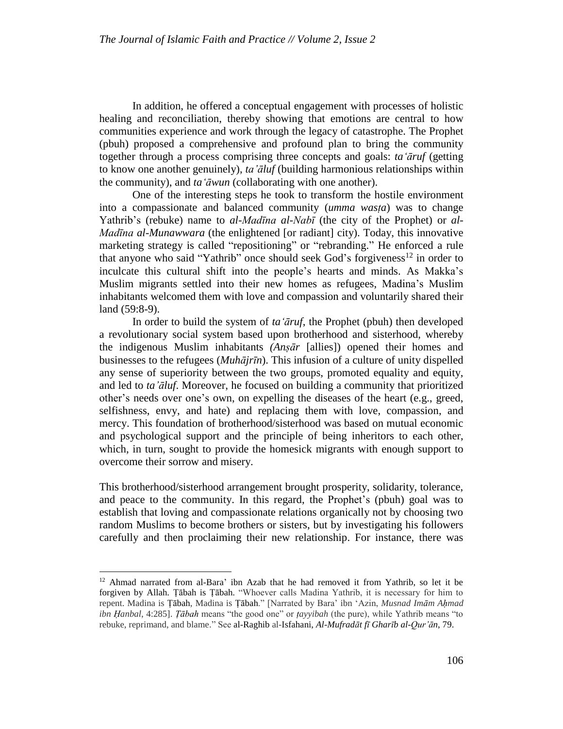In addition, he offered a conceptual engagement with processes of holistic healing and reconciliation, thereby showing that emotions are central to how communities experience and work through the legacy of catastrophe. The Prophet (pbuh) proposed a comprehensive and profound plan to bring the community together through a process comprising three concepts and goals: *ta'āruf* (getting to know one another genuinely), *ta'āluf* (building harmonious relationships within the community), and *ta'āwun* (collaborating with one another).

One of the interesting steps he took to transform the hostile environment into a compassionate and balanced community (*umma wasṭa*) was to change Yathrib's (rebuke) name to *al-Madīna al-Nabī* (the city of the Prophet) or *al-Madīna al-Munawwara* (the enlightened [or radiant] city). Today, this innovative marketing strategy is called "repositioning" or "rebranding." He enforced a rule that anyone who said "Yathrib" once should seek God's forgiveness[12] in order to inculcate this cultural shift into the people's hearts and minds. As Makka's Muslim migrants settled into their new homes as refugees, Madina's Muslim inhabitants welcomed them with love and compassion and voluntarily shared their land (59:8-9).

In order to build the system of *ta'āruf*, the Prophet (pbuh) then developed a revolutionary social system based upon brotherhood and sisterhood, whereby the indigenous Muslim inhabitants *(Anṣār* [allies]) opened their homes and businesses to the refugees (*Muhājrīn*). This infusion of a culture of unity dispelled any sense of superiority between the two groups, promoted equality and equity, and led to *ta'āluf*. Moreover, he focused on building a community that prioritized other's needs over one's own, on expelling the diseases of the heart (e.g., greed, selfishness, envy, and hate) and replacing them with love, compassion, and mercy. This foundation of brotherhood/sisterhood was based on mutual economic and psychological support and the principle of being inheritors to each other, which, in turn, sought to provide the homesick migrants with enough support to overcome their sorrow and misery.

This brotherhood/sisterhood arrangement brought prosperity, solidarity, tolerance, and peace to the community. In this regard, the Prophet's (pbuh) goal was to establish that loving and compassionate relations organically not by choosing two random Muslims to become brothers or sisters, but by investigating his followers carefully and then proclaiming their new relationship. For instance, there was

---

[12] Ahmad narrated from al-Bara' ibn Azab that he had removed it from Yathrib, so let it be forgiven by Allah. Ṭābah is Ṭābah. "Whoever calls Madina Yathrib, it is necessary for him to repent. Madina is Ṭābah, Madina is Ṭābah." [Narrated by Bara' ibn 'Azin, *Musnad Imām Aḥmad ibn Ḥanbal*, 4:285]. *Ṭābah* means "the good one" or *ṭayyibah* (the pure), while Yathrib means "to rebuke, reprimand, and blame." See al-Raghib al-Isfahani, *Al-Mufradāt fī Gharīb al-Qur'ān*, 79.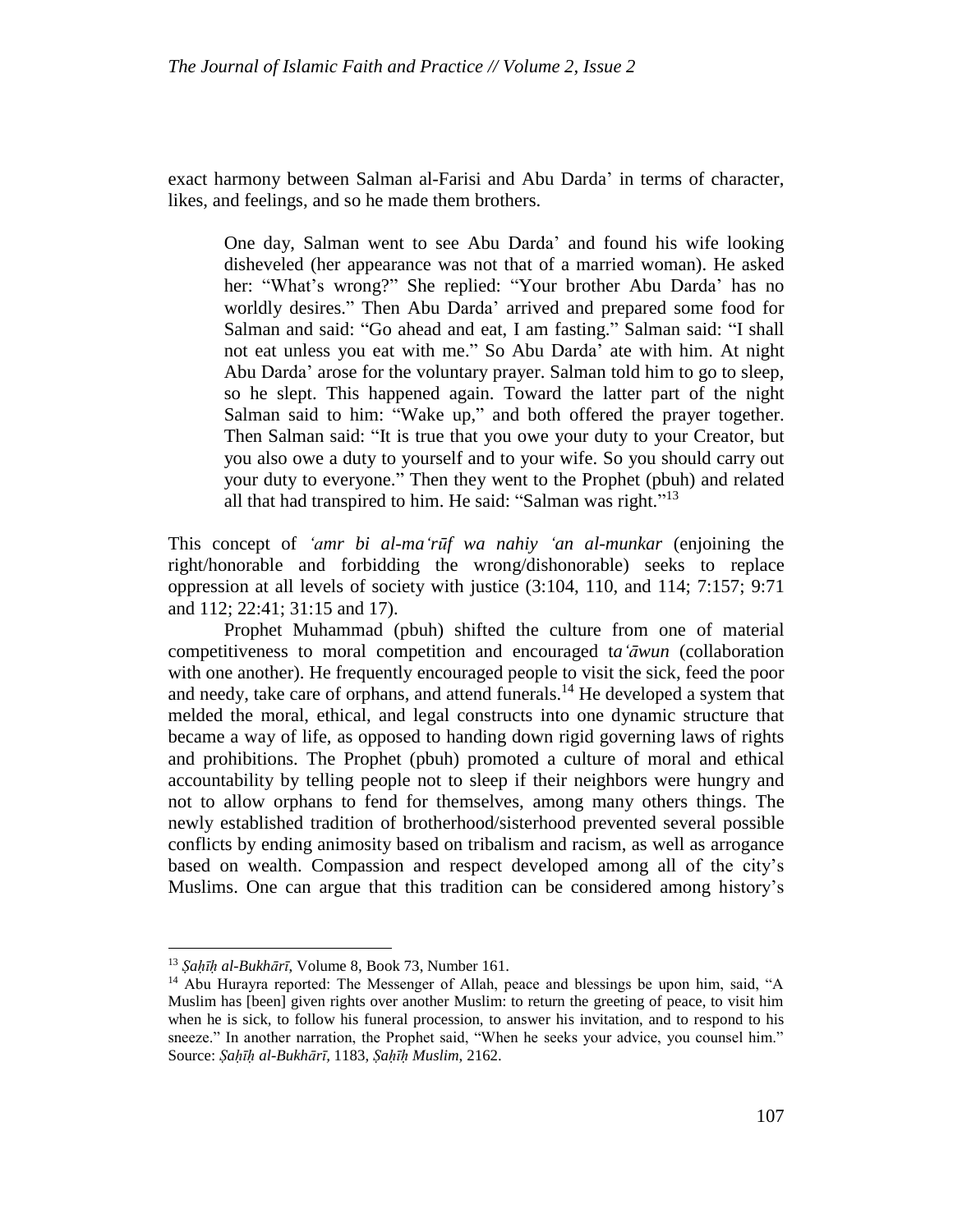exact harmony between Salman al-Farisi and Abu Darda' in terms of character, likes, and feelings, and so he made them brothers.

> One day, Salman went to see Abu Darda' and found his wife looking disheveled (her appearance was not that of a married woman). He asked her: "What's wrong?" She replied: "Your brother Abu Darda' has no worldly desires." Then Abu Darda' arrived and prepared some food for Salman and said: "Go ahead and eat, I am fasting." Salman said: "I shall not eat unless you eat with me." So Abu Darda' ate with him. At night Abu Darda' arose for the voluntary prayer. Salman told him to go to sleep, so he slept. This happened again. Toward the latter part of the night Salman said to him: "Wake up," and both offered the prayer together. Then Salman said: "It is true that you owe your duty to your Creator, but you also owe a duty to yourself and to your wife. So you should carry out your duty to everyone." Then they went to the Prophet (pbuh) and related all that had transpired to him. He said: "Salman was right."[13]

This concept of *'amr bi al-ma'rūf wa nahiy 'an al-munkar* (enjoining the right/honorable and forbidding the wrong/dishonorable) seeks to replace oppression at all levels of society with justice (3:104, 110, and 114; 7:157; 9:71 and 112; 22:41; 31:15 and 17).

Prophet Muhammad (pbuh) shifted the culture from one of material competitiveness to moral competition and encouraged t*a'āwun* (collaboration with one another). He frequently encouraged people to visit the sick, feed the poor and needy, take care of orphans, and attend funerals.[14] He developed a system that melded the moral, ethical, and legal constructs into one dynamic structure that became a way of life, as opposed to handing down rigid governing laws of rights and prohibitions. The Prophet (pbuh) promoted a culture of moral and ethical accountability by telling people not to sleep if their neighbors were hungry and not to allow orphans to fend for themselves, among many others things. The newly established tradition of brotherhood/sisterhood prevented several possible conflicts by ending animosity based on tribalism and racism, as well as arrogance based on wealth. Compassion and respect developed among all of the city's Muslims. One can argue that this tradition can be considered among history's

---

[13] *Ṣaḥīḥ al-Bukhārī*, Volume 8, Book 73, Number 161.

[14] Abu Hurayra reported: The Messenger of Allah, peace and blessings be upon him, said, "A Muslim has [been] given rights over another Muslim: to return the greeting of peace, to visit him when he is sick, to follow his funeral procession, to answer his invitation, and to respond to his sneeze." In another narration, the Prophet said, "When he seeks your advice, you counsel him." Source: *Ṣaḥīḥ al-Bukhārī*, 1183, *Ṣaḥīḥ Muslim*, 2162.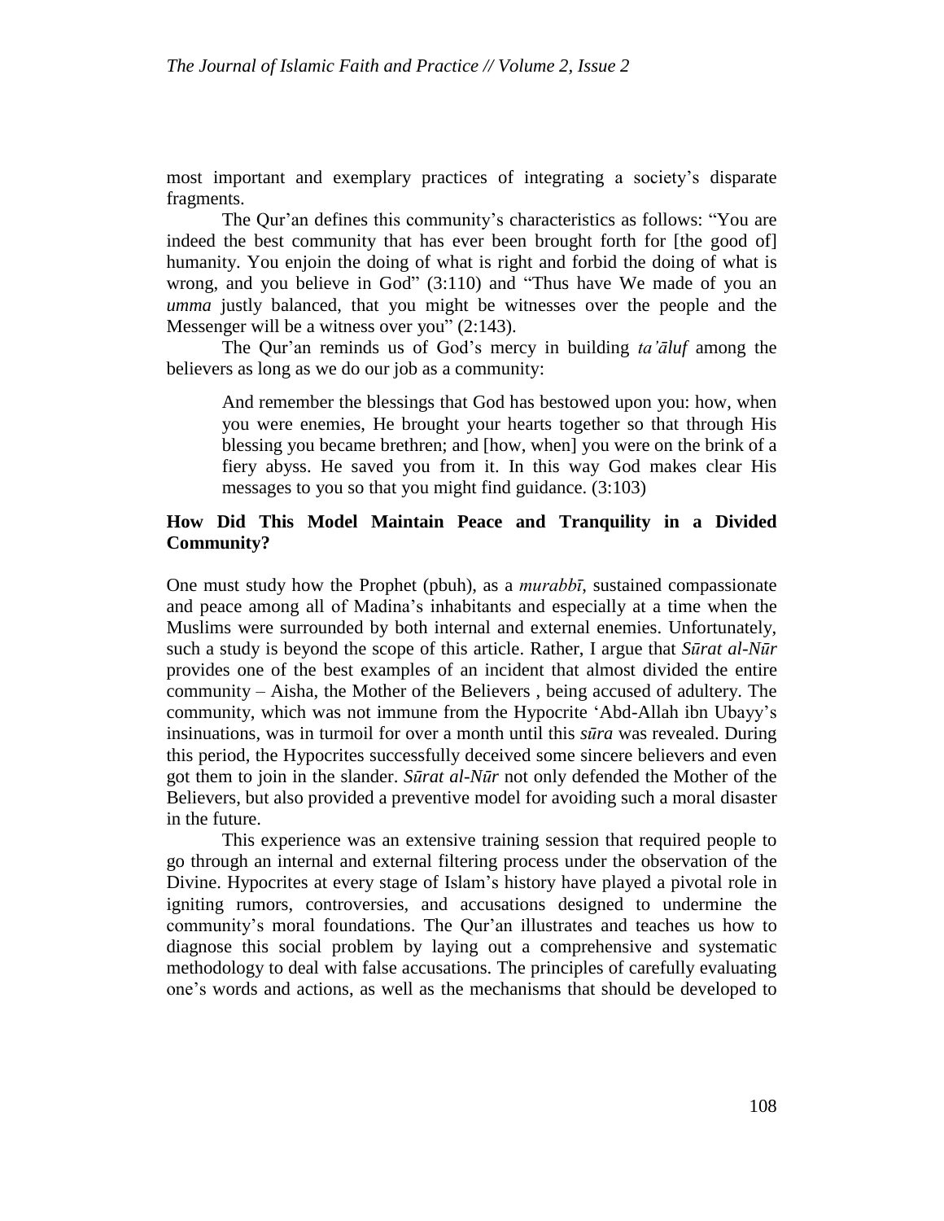most important and exemplary practices of integrating a society's disparate fragments.

The Qur'an defines this community's characteristics as follows: "You are indeed the best community that has ever been brought forth for [the good of] humanity. You enjoin the doing of what is right and forbid the doing of what is wrong, and you believe in God" (3:110) and "Thus have We made of you an *umma* justly balanced, that you might be witnesses over the people and the Messenger will be a witness over you" (2:143).

The Qur'an reminds us of God's mercy in building *ta'āluf* among the believers as long as we do our job as a community:

> And remember the blessings that God has bestowed upon you: how, when you were enemies, He brought your hearts together so that through His blessing you became brethren; and [how, when] you were on the brink of a fiery abyss. He saved you from it. In this way God makes clear His messages to you so that you might find guidance. (3:103)

### How Did This Model Maintain Peace and Tranquility in a Divided Community?

One must study how the Prophet (pbuh), as a *murabbī*, sustained compassionate and peace among all of Madina's inhabitants and especially at a time when the Muslims were surrounded by both internal and external enemies. Unfortunately, such a study is beyond the scope of this article. Rather, I argue that *Sūrat al-Nūr* provides one of the best examples of an incident that almost divided the entire community – Aisha, the Mother of the Believers , being accused of adultery. The community, which was not immune from the Hypocrite 'Abd-Allah ibn Ubayy's insinuations, was in turmoil for over a month until this *sūra* was revealed. During this period, the Hypocrites successfully deceived some sincere believers and even got them to join in the slander. *Sūrat al-Nūr* not only defended the Mother of the Believers, but also provided a preventive model for avoiding such a moral disaster in the future.

This experience was an extensive training session that required people to go through an internal and external filtering process under the observation of the Divine. Hypocrites at every stage of Islam's history have played a pivotal role in igniting rumors, controversies, and accusations designed to undermine the community's moral foundations. The Qur'an illustrates and teaches us how to diagnose this social problem by laying out a comprehensive and systematic methodology to deal with false accusations. The principles of carefully evaluating one's words and actions, as well as the mechanisms that should be developed to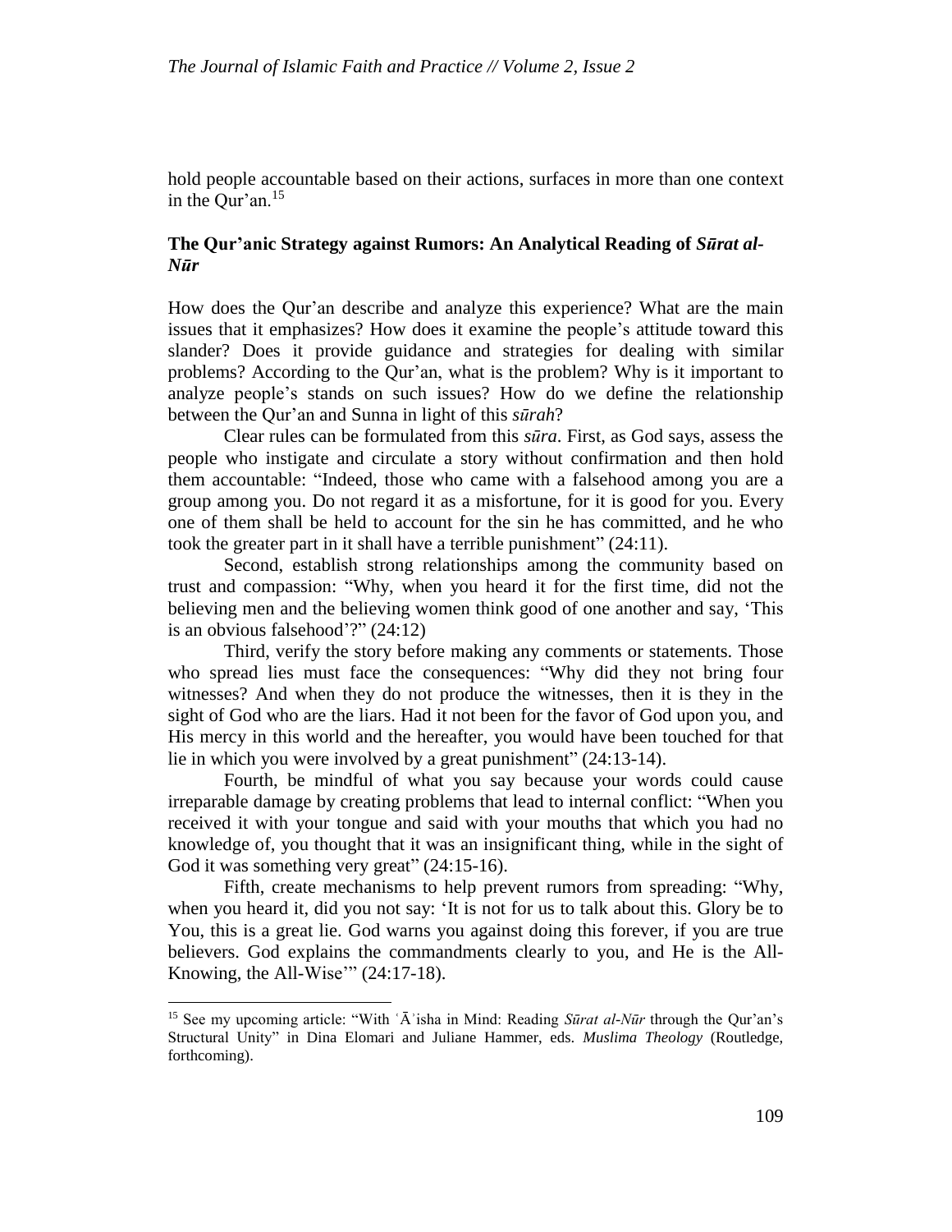hold people accountable based on their actions, surfaces in more than one context in the Qur'an.[15]

## The Qur'anic Strategy against Rumors: An Analytical Reading of *Sūrat al-Nūr*

How does the Qur'an describe and analyze this experience? What are the main issues that it emphasizes? How does it examine the people's attitude toward this slander? Does it provide guidance and strategies for dealing with similar problems? According to the Qur'an, what is the problem? Why is it important to analyze people's stands on such issues? How do we define the relationship between the Qur'an and Sunna in light of this *sūrah*?

Clear rules can be formulated from this *sūra*. First, as God says, assess the people who instigate and circulate a story without confirmation and then hold them accountable: "Indeed, those who came with a falsehood among you are a group among you. Do not regard it as a misfortune, for it is good for you. Every one of them shall be held to account for the sin he has committed, and he who took the greater part in it shall have a terrible punishment" (24:11).

Second, establish strong relationships among the community based on trust and compassion: "Why, when you heard it for the first time, did not the believing men and the believing women think good of one another and say, 'This is an obvious falsehood'?" (24:12)

Third, verify the story before making any comments or statements. Those who spread lies must face the consequences: "Why did they not bring four witnesses? And when they do not produce the witnesses, then it is they in the sight of God who are the liars. Had it not been for the favor of God upon you, and His mercy in this world and the hereafter, you would have been touched for that lie in which you were involved by a great punishment" (24:13-14).

Fourth, be mindful of what you say because your words could cause irreparable damage by creating problems that lead to internal conflict: "When you received it with your tongue and said with your mouths that which you had no knowledge of, you thought that it was an insignificant thing, while in the sight of God it was something very great" (24:15-16).

Fifth, create mechanisms to help prevent rumors from spreading: "Why, when you heard it, did you not say: 'It is not for us to talk about this. Glory be to You, this is a great lie. God warns you against doing this forever, if you are true believers. God explains the commandments clearly to you, and He is the All-Knowing, the All-Wise'" (24:17-18).

---

[15] See my upcoming article: "With ʿĀʾisha in Mind: Reading *Sūrat al-Nūr* through the Qur'an's Structural Unity" in Dina Elomari and Juliane Hammer, eds. *Muslima Theology* (Routledge, forthcoming).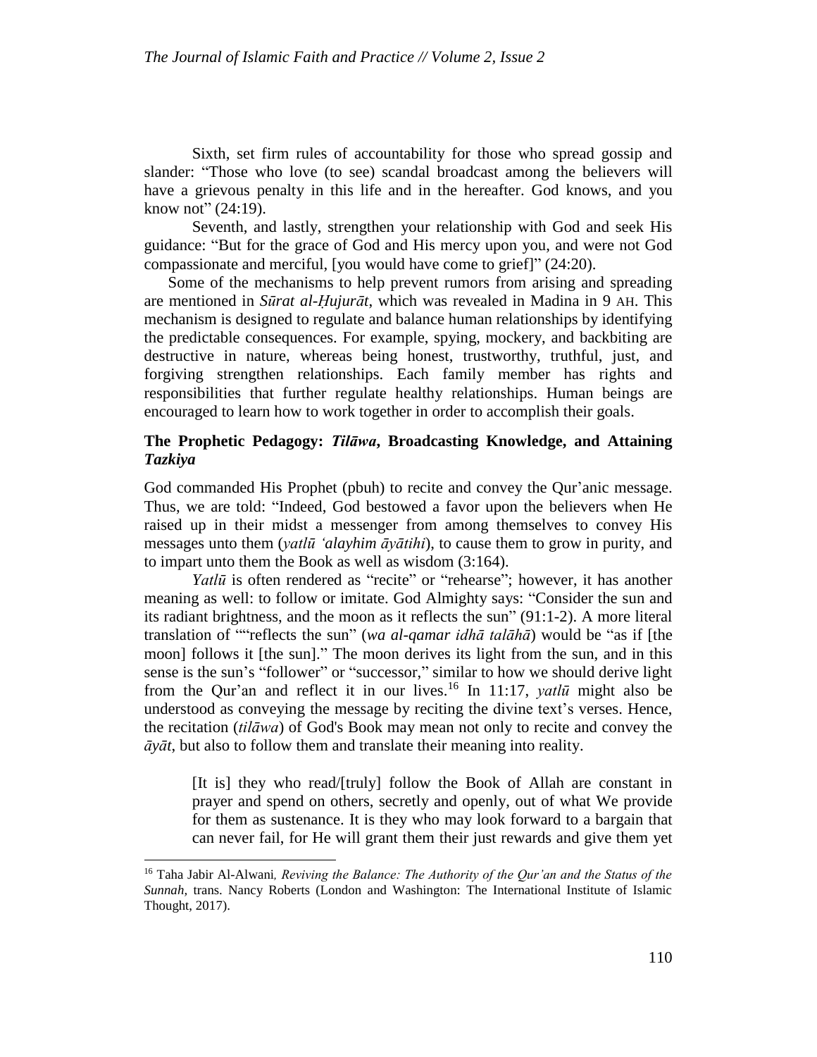Sixth, set firm rules of accountability for those who spread gossip and slander: "Those who love (to see) scandal broadcast among the believers will have a grievous penalty in this life and in the hereafter. God knows, and you know not" (24:19).

Seventh, and lastly, strengthen your relationship with God and seek His guidance: "But for the grace of God and His mercy upon you, and were not God compassionate and merciful, [you would have come to grief]" (24:20).

Some of the mechanisms to help prevent rumors from arising and spreading are mentioned in *Sūrat al-Ḥujurāt*, which was revealed in Madina in 9 AH. This mechanism is designed to regulate and balance human relationships by identifying the predictable consequences. For example, spying, mockery, and backbiting are destructive in nature, whereas being honest, trustworthy, truthful, just, and forgiving strengthen relationships. Each family member has rights and responsibilities that further regulate healthy relationships. Human beings are encouraged to learn how to work together in order to accomplish their goals.

### The Prophetic Pedagogy: *Tilāwa*, Broadcasting Knowledge, and Attaining *Tazkiya*

God commanded His Prophet (pbuh) to recite and convey the Qur'anic message. Thus, we are told: "Indeed, God bestowed a favor upon the believers when He raised up in their midst a messenger from among themselves to convey His messages unto them (*yatlū ʿalayhim āyātihi*), to cause them to grow in purity, and to impart unto them the Book as well as wisdom (3:164).

*Yatlū* is often rendered as "recite" or "rehearse"; however, it has another meaning as well: to follow or imitate. God Almighty says: "Consider the sun and its radiant brightness, and the moon as it reflects the sun" (91:1-2). A more literal translation of ""reflects the sun" (*wa al-qamar idhā talāhā*) would be "as if [the moon] follows it [the sun]." The moon derives its light from the sun, and in this sense is the sun's "follower" or "successor," similar to how we should derive light from the Qur'an and reflect it in our lives.[16] In 11:17, *yatlū* might also be understood as conveying the message by reciting the divine text's verses. Hence, the recitation (*tilāwa*) of God's Book may mean not only to recite and convey the *āyāt*, but also to follow them and translate their meaning into reality.

> [It is] they who read/[truly] follow the Book of Allah are constant in prayer and spend on others, secretly and openly, out of what We provide for them as sustenance. It is they who may look forward to a bargain that can never fail, for He will grant them their just rewards and give them yet

[16] Taha Jabir Al-Alwani, *Reviving the Balance: The Authority of the Qur'an and the Status of the Sunnah*, trans. Nancy Roberts (London and Washington: The International Institute of Islamic Thought, 2017).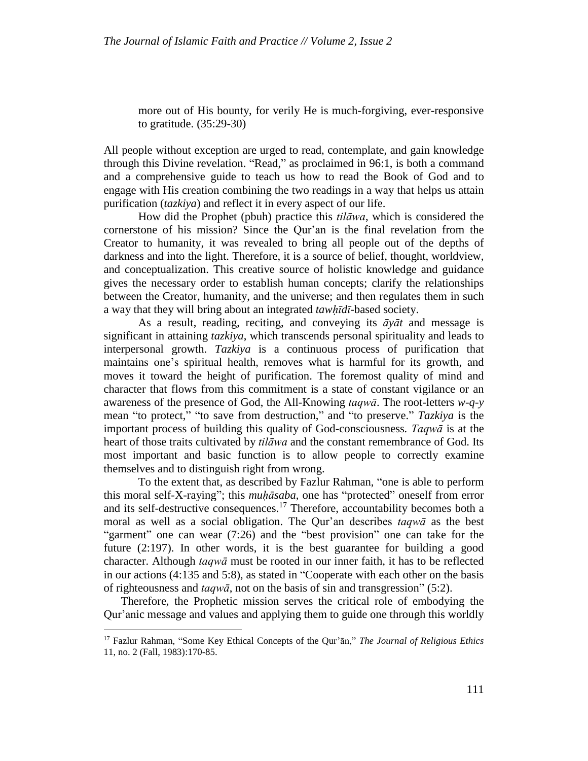> more out of His bounty, for verily He is much-forgiving, ever-responsive to gratitude. (35:29-30)

All people without exception are urged to read, contemplate, and gain knowledge through this Divine revelation. "Read," as proclaimed in 96:1, is both a command and a comprehensive guide to teach us how to read the Book of God and to engage with His creation combining the two readings in a way that helps us attain purification (*tazkiya*) and reflect it in every aspect of our life.

How did the Prophet (pbuh) practice this *tilāwa*, which is considered the cornerstone of his mission? Since the Qur'an is the final revelation from the Creator to humanity, it was revealed to bring all people out of the depths of darkness and into the light. Therefore, it is a source of belief, thought, worldview, and conceptualization. This creative source of holistic knowledge and guidance gives the necessary order to establish human concepts; clarify the relationships between the Creator, humanity, and the universe; and then regulates them in such a way that they will bring about an integrated *tawḥīdī*-based society.

As a result, reading, reciting, and conveying its *āyāt* and message is significant in attaining *tazkiya*, which transcends personal spirituality and leads to interpersonal growth. *Tazkiya* is a continuous process of purification that maintains one's spiritual health, removes what is harmful for its growth, and moves it toward the height of purification. The foremost quality of mind and character that flows from this commitment is a state of constant vigilance or an awareness of the presence of God, the All-Knowing *taqwā*. The root-letters *w-q-y* mean "to protect," "to save from destruction," and "to preserve." *Tazkiya* is the important process of building this quality of God-consciousness. *Taqwā* is at the heart of those traits cultivated by *tilāwa* and the constant remembrance of God. Its most important and basic function is to allow people to correctly examine themselves and to distinguish right from wrong.

To the extent that, as described by Fazlur Rahman, "one is able to perform this moral self-X-raying"; this *muḥāsaba*, one has "protected" oneself from error and its self-destructive consequences.[17] Therefore, accountability becomes both a moral as well as a social obligation. The Qur'an describes *taqwā* as the best "garment" one can wear (7:26) and the "best provision" one can take for the future (2:197). In other words, it is the best guarantee for building a good character. Although *taqwā* must be rooted in our inner faith, it has to be reflected in our actions (4:135 and 5:8), as stated in "Cooperate with each other on the basis of righteousness and *taqwā*, not on the basis of sin and transgression" (5:2).

Therefore, the Prophetic mission serves the critical role of embodying the Qur'anic message and values and applying them to guide one through this worldly

[17] Fazlur Rahman, "Some Key Ethical Concepts of the Qur'ān," *The Journal of Religious Ethics* 11, no. 2 (Fall, 1983):170-85.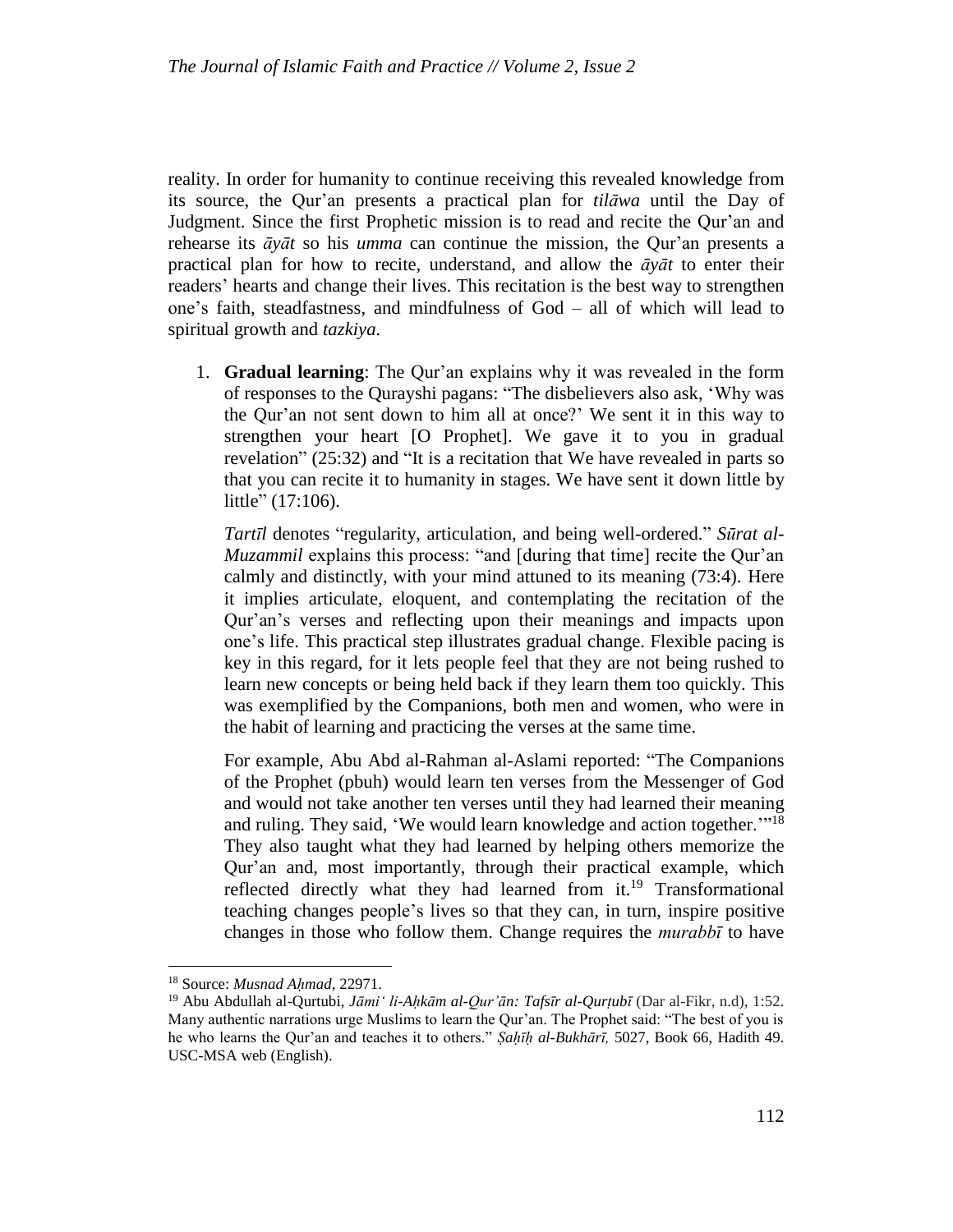reality. In order for humanity to continue receiving this revealed knowledge from its source, the Qur'an presents a practical plan for *tilāwa* until the Day of Judgment. Since the first Prophetic mission is to read and recite the Qur'an and rehearse its *āyāt* so his *umma* can continue the mission, the Qur'an presents a practical plan for how to recite, understand, and allow the *āyāt* to enter their readers' hearts and change their lives. This recitation is the best way to strengthen one's faith, steadfastness, and mindfulness of God – all of which will lead to spiritual growth and *tazkiya*.

1. **Gradual learning**: The Qur'an explains why it was revealed in the form of responses to the Qurayshi pagans: "The disbelievers also ask, 'Why was the Qur'an not sent down to him all at once?' We sent it in this way to strengthen your heart [O Prophet]. We gave it to you in gradual revelation" (25:32) and "It is a recitation that We have revealed in parts so that you can recite it to humanity in stages. We have sent it down little by little" (17:106).

   *Tartīl* denotes "regularity, articulation, and being well-ordered." *Sūrat al-Muzammil* explains this process: "and [during that time] recite the Qur'an calmly and distinctly, with your mind attuned to its meaning (73:4). Here it implies articulate, eloquent, and contemplating the recitation of the Qur'an's verses and reflecting upon their meanings and impacts upon one's life. This practical step illustrates gradual change. Flexible pacing is key in this regard, for it lets people feel that they are not being rushed to learn new concepts or being held back if they learn them too quickly. This was exemplified by the Companions, both men and women, who were in the habit of learning and practicing the verses at the same time.

   For example, Abu Abd al-Rahman al-Aslami reported: "The Companions of the Prophet (pbuh) would learn ten verses from the Messenger of God and would not take another ten verses until they had learned their meaning and ruling. They said, 'We would learn knowledge and action together.'"[18] They also taught what they had learned by helping others memorize the Qur'an and, most importantly, through their practical example, which reflected directly what they had learned from it.[19] Transformational teaching changes people's lives so that they can, in turn, inspire positive changes in those who follow them. Change requires the *murabbī* to have

---

[18] Source: *Musnad Aḥmad*, 22971.

[19] Abu Abdullah al-Qurtubi, *Jāmi' li-Aḥkām al-Qur'ān: Tafsīr al-Qurṭubī* (Dar al-Fikr, n.d), 1:52. Many authentic narrations urge Muslims to learn the Qur'an. The Prophet said: "The best of you is he who learns the Qur'an and teaches it to others." *Ṣaḥīḥ al-Bukhārī*, 5027, Book 66, Hadith 49. USC-MSA web (English).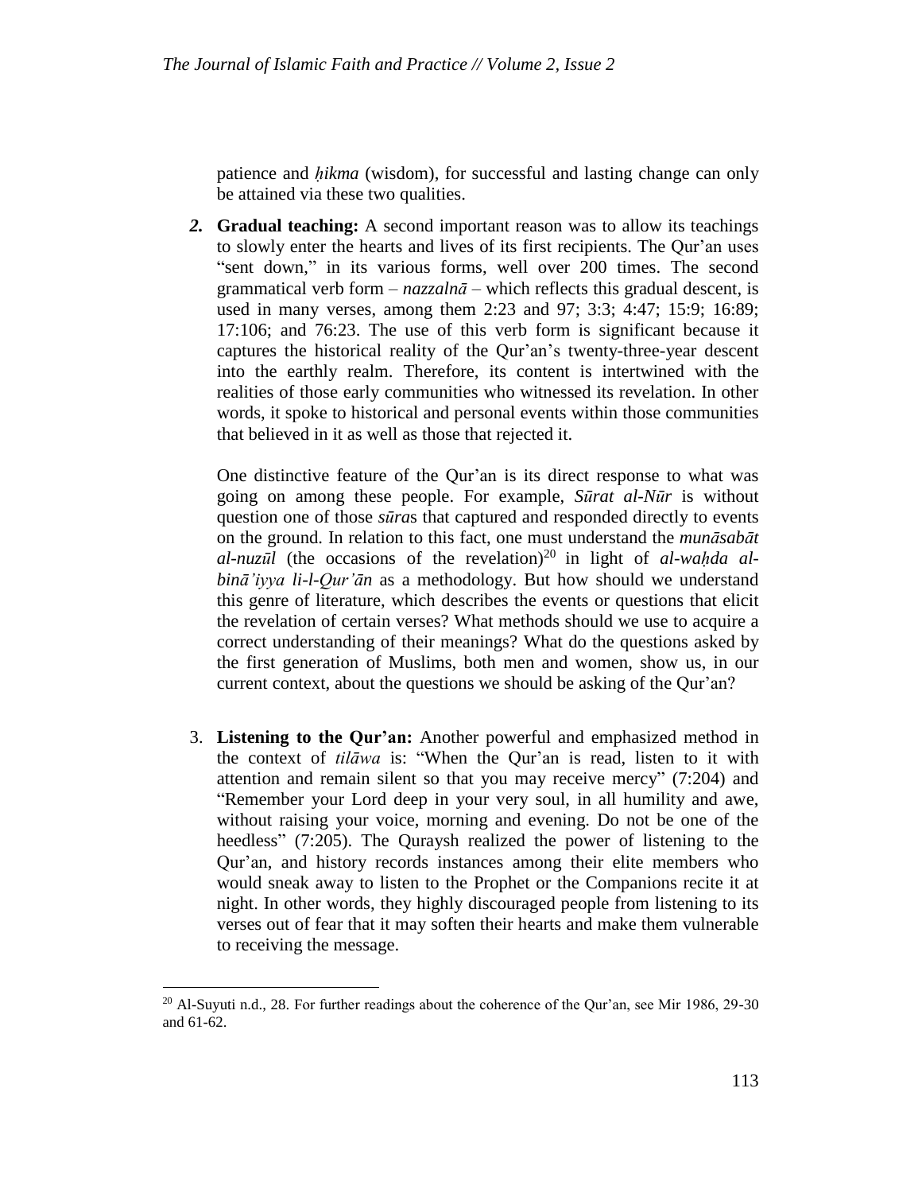patience and *ḥikma* (wisdom), for successful and lasting change can only be attained via these two qualities.

2. **Gradual teaching:** A second important reason was to allow its teachings to slowly enter the hearts and lives of its first recipients. The Qur'an uses "sent down," in its various forms, well over 200 times. The second grammatical verb form – *nazzalnā* – which reflects this gradual descent, is used in many verses, among them 2:23 and 97; 3:3; 4:47; 15:9; 16:89; 17:106; and 76:23. The use of this verb form is significant because it captures the historical reality of the Qur'an's twenty-three-year descent into the earthly realm. Therefore, its content is intertwined with the realities of those early communities who witnessed its revelation. In other words, it spoke to historical and personal events within those communities that believed in it as well as those that rejected it.

   One distinctive feature of the Qur'an is its direct response to what was going on among these people. For example, *Sūrat al-Nūr* is without question one of those *sūra*s that captured and responded directly to events on the ground. In relation to this fact, one must understand the *munāsabāt al-nuzūl* (the occasions of the revelation)[20] in light of *al-waḥda al-binā'iyya li-l-Qur'ān* as a methodology. But how should we understand this genre of literature, which describes the events or questions that elicit the revelation of certain verses? What methods should we use to acquire a correct understanding of their meanings? What do the questions asked by the first generation of Muslims, both men and women, show us, in our current context, about the questions we should be asking of the Qur'an?

3. **Listening to the Qur'an:** Another powerful and emphasized method in the context of *tilāwa* is: "When the Qur'an is read, listen to it with attention and remain silent so that you may receive mercy" (7:204) and "Remember your Lord deep in your very soul, in all humility and awe, without raising your voice, morning and evening. Do not be one of the heedless" (7:205). The Quraysh realized the power of listening to the Qur'an, and history records instances among their elite members who would sneak away to listen to the Prophet or the Companions recite it at night. In other words, they highly discouraged people from listening to its verses out of fear that it may soften their hearts and make them vulnerable to receiving the message.

---

[20] Al-Suyuti n.d., 28. For further readings about the coherence of the Qur'an, see Mir 1986, 29-30 and 61-62.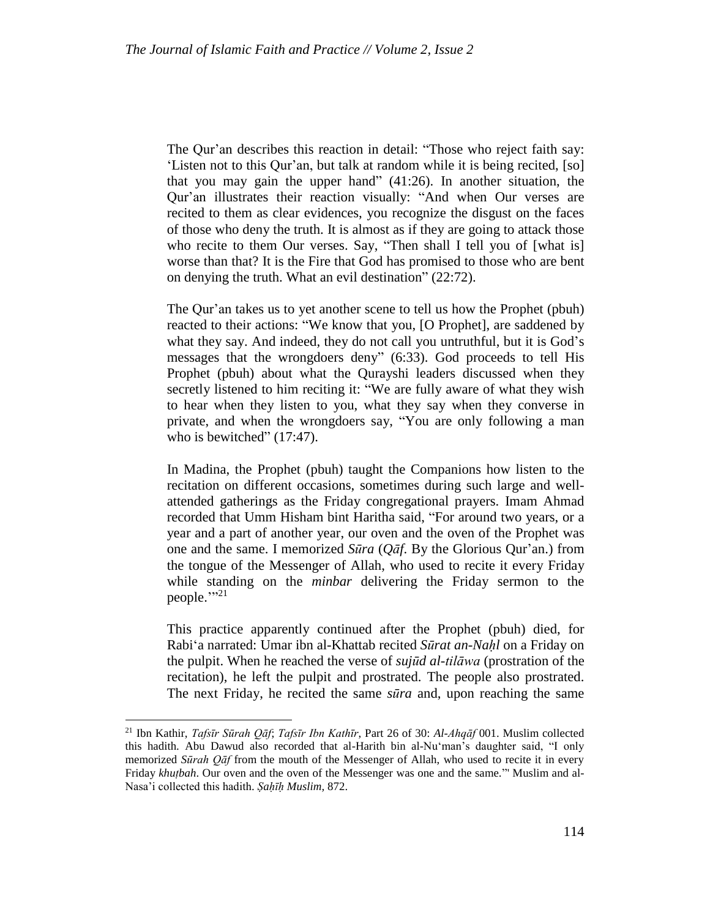The Qur'an describes this reaction in detail: "Those who reject faith say: 'Listen not to this Qur'an, but talk at random while it is being recited, [so] that you may gain the upper hand" (41:26). In another situation, the Qur'an illustrates their reaction visually: "And when Our verses are recited to them as clear evidences, you recognize the disgust on the faces of those who deny the truth. It is almost as if they are going to attack those who recite to them Our verses. Say, "Then shall I tell you of [what is] worse than that? It is the Fire that God has promised to those who are bent on denying the truth. What an evil destination" (22:72).

The Qur'an takes us to yet another scene to tell us how the Prophet (pbuh) reacted to their actions: "We know that you, [O Prophet], are saddened by what they say. And indeed, they do not call you untruthful, but it is God's messages that the wrongdoers deny" (6:33). God proceeds to tell His Prophet (pbuh) about what the Qurayshi leaders discussed when they secretly listened to him reciting it: "We are fully aware of what they wish to hear when they listen to you, what they say when they converse in private, and when the wrongdoers say, "You are only following a man who is bewitched" (17:47).

In Madina, the Prophet (pbuh) taught the Companions how listen to the recitation on different occasions, sometimes during such large and well-attended gatherings as the Friday congregational prayers. Imam Ahmad recorded that Umm Hisham bint Haritha said, "For around two years, or a year and a part of another year, our oven and the oven of the Prophet was one and the same. I memorized *Sūra* (*Qāf*. By the Glorious Qur'an.) from the tongue of the Messenger of Allah, who used to recite it every Friday while standing on the *minbar* delivering the Friday sermon to the people.'"[21]

This practice apparently continued after the Prophet (pbuh) died, for Rabi'a narrated: Umar ibn al-Khattab recited *Sūrat an-Naḥl* on a Friday on the pulpit. When he reached the verse of *sujūd al-tilāwa* (prostration of the recitation), he left the pulpit and prostrated. The people also prostrated. The next Friday, he recited the same *sūra* and, upon reaching the same

---

[21] Ibn Kathir, *Tafsīr Sūrah Qāf*; *Tafsīr Ibn Kathīr*, Part 26 of 30: *Al-Ahqāf* 001. Muslim collected this hadith. Abu Dawud also recorded that al-Harith bin al-Nu'man's daughter said, "I only memorized *Sūrah Qāf* from the mouth of the Messenger of Allah, who used to recite it in every Friday *khuṭbah*. Our oven and the oven of the Messenger was one and the same.'" Muslim and al-Nasa'i collected this hadith. *Ṣaḥīḥ Muslim,* 872.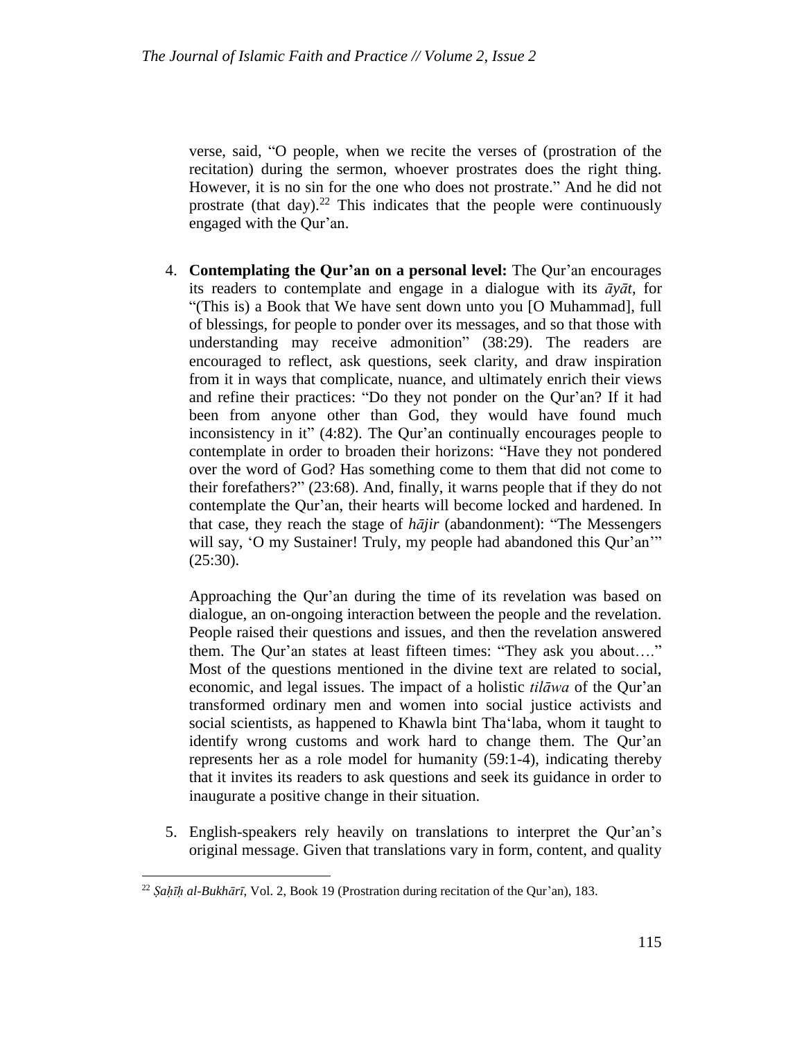verse, said, "O people, when we recite the verses of (prostration of the recitation) during the sermon, whoever prostrates does the right thing. However, it is no sin for the one who does not prostrate." And he did not prostrate (that day).[22] This indicates that the people were continuously engaged with the Qur'an.

4. **Contemplating the Qur'an on a personal level:** The Qur'an encourages its readers to contemplate and engage in a dialogue with its *āyāt*, for "(This is) a Book that We have sent down unto you [O Muhammad], full of blessings, for people to ponder over its messages, and so that those with understanding may receive admonition" (38:29). The readers are encouraged to reflect, ask questions, seek clarity, and draw inspiration from it in ways that complicate, nuance, and ultimately enrich their views and refine their practices: "Do they not ponder on the Qur'an? If it had been from anyone other than God, they would have found much inconsistency in it" (4:82). The Qur'an continually encourages people to contemplate in order to broaden their horizons: "Have they not pondered over the word of God? Has something come to them that did not come to their forefathers?" (23:68). And, finally, it warns people that if they do not contemplate the Qur'an, their hearts will become locked and hardened. In that case, they reach the stage of *hājir* (abandonment): "The Messengers will say, 'O my Sustainer! Truly, my people had abandoned this Qur'an'" (25:30).

   Approaching the Qur'an during the time of its revelation was based on dialogue, an on-ongoing interaction between the people and the revelation. People raised their questions and issues, and then the revelation answered them. The Qur'an states at least fifteen times: "They ask you about…." Most of the questions mentioned in the divine text are related to social, economic, and legal issues. The impact of a holistic *tilāwa* of the Qur'an transformed ordinary men and women into social justice activists and social scientists, as happened to Khawla bint Tha'laba, whom it taught to identify wrong customs and work hard to change them. The Qur'an represents her as a role model for humanity (59:1-4), indicating thereby that it invites its readers to ask questions and seek its guidance in order to inaugurate a positive change in their situation.

5. English-speakers rely heavily on translations to interpret the Qur'an's original message. Given that translations vary in form, content, and quality

---

[22] *Ṣaḥīḥ al-Bukhārī*, Vol. 2, Book 19 (Prostration during recitation of the Qur'an), 183.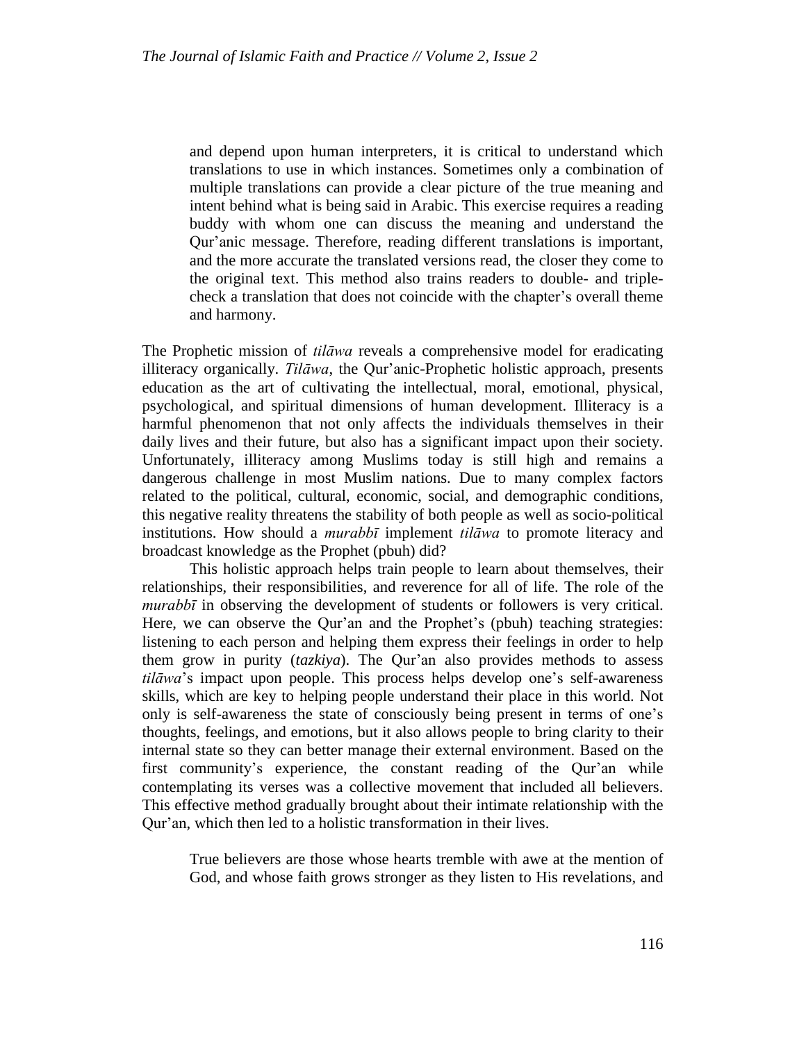> and depend upon human interpreters, it is critical to understand which translations to use in which instances. Sometimes only a combination of multiple translations can provide a clear picture of the true meaning and intent behind what is being said in Arabic. This exercise requires a reading buddy with whom one can discuss the meaning and understand the Qur'anic message. Therefore, reading different translations is important, and the more accurate the translated versions read, the closer they come to the original text. This method also trains readers to double- and triple-check a translation that does not coincide with the chapter's overall theme and harmony.

The Prophetic mission of *tilāwa* reveals a comprehensive model for eradicating illiteracy organically. *Tilāwa*, the Qur'anic-Prophetic holistic approach, presents education as the art of cultivating the intellectual, moral, emotional, physical, psychological, and spiritual dimensions of human development. Illiteracy is a harmful phenomenon that not only affects the individuals themselves in their daily lives and their future, but also has a significant impact upon their society. Unfortunately, illiteracy among Muslims today is still high and remains a dangerous challenge in most Muslim nations. Due to many complex factors related to the political, cultural, economic, social, and demographic conditions, this negative reality threatens the stability of both people as well as socio-political institutions. How should a *murabbī* implement *tilāwa* to promote literacy and broadcast knowledge as the Prophet (pbuh) did?

This holistic approach helps train people to learn about themselves, their relationships, their responsibilities, and reverence for all of life. The role of the *murabbī* in observing the development of students or followers is very critical. Here, we can observe the Qur'an and the Prophet's (pbuh) teaching strategies: listening to each person and helping them express their feelings in order to help them grow in purity (*tazkiya*). The Qur'an also provides methods to assess *tilāwa*'s impact upon people. This process helps develop one's self-awareness skills, which are key to helping people understand their place in this world. Not only is self-awareness the state of consciously being present in terms of one's thoughts, feelings, and emotions, but it also allows people to bring clarity to their internal state so they can better manage their external environment. Based on the first community's experience, the constant reading of the Qur'an while contemplating its verses was a collective movement that included all believers. This effective method gradually brought about their intimate relationship with the Qur'an, which then led to a holistic transformation in their lives.

> True believers are those whose hearts tremble with awe at the mention of God, and whose faith grows stronger as they listen to His revelations, and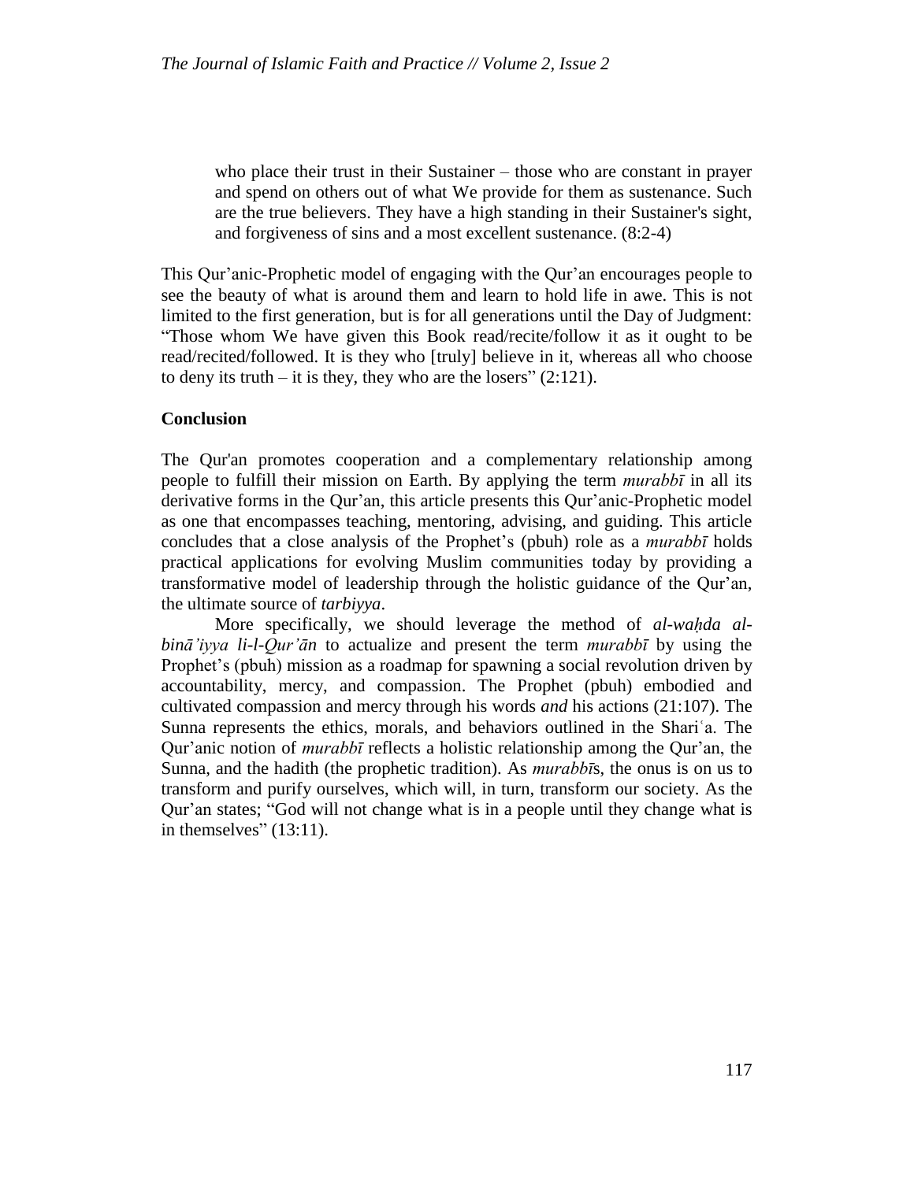> who place their trust in their Sustainer – those who are constant in prayer and spend on others out of what We provide for them as sustenance. Such are the true believers. They have a high standing in their Sustainer's sight, and forgiveness of sins and a most excellent sustenance. (8:2-4)

This Qur'anic-Prophetic model of engaging with the Qur'an encourages people to see the beauty of what is around them and learn to hold life in awe. This is not limited to the first generation, but is for all generations until the Day of Judgment: "Those whom We have given this Book read/recite/follow it as it ought to be read/recited/followed. It is they who [truly] believe in it, whereas all who choose to deny its truth – it is they, they who are the losers" (2:121).

## Conclusion

The Qur'an promotes cooperation and a complementary relationship among people to fulfill their mission on Earth. By applying the term *murabbī* in all its derivative forms in the Qur'an, this article presents this Qur'anic-Prophetic model as one that encompasses teaching, mentoring, advising, and guiding. This article concludes that a close analysis of the Prophet's (pbuh) role as a *murabbī* holds practical applications for evolving Muslim communities today by providing a transformative model of leadership through the holistic guidance of the Qur'an, the ultimate source of *tarbiyya*.

More specifically, we should leverage the method of *al-waḥda al-binā'iyya li-l-Qur'ān* to actualize and present the term *murabbī* by using the Prophet's (pbuh) mission as a roadmap for spawning a social revolution driven by accountability, mercy, and compassion. The Prophet (pbuh) embodied and cultivated compassion and mercy through his words *and* his actions (21:107). The Sunna represents the ethics, morals, and behaviors outlined in the Shariʿa. The Qur'anic notion of *murabbī* reflects a holistic relationship among the Qur'an, the Sunna, and the hadith (the prophetic tradition). As *murabbī*s, the onus is on us to transform and purify ourselves, which will, in turn, transform our society. As the Qur'an states; "God will not change what is in a people until they change what is in themselves" (13:11).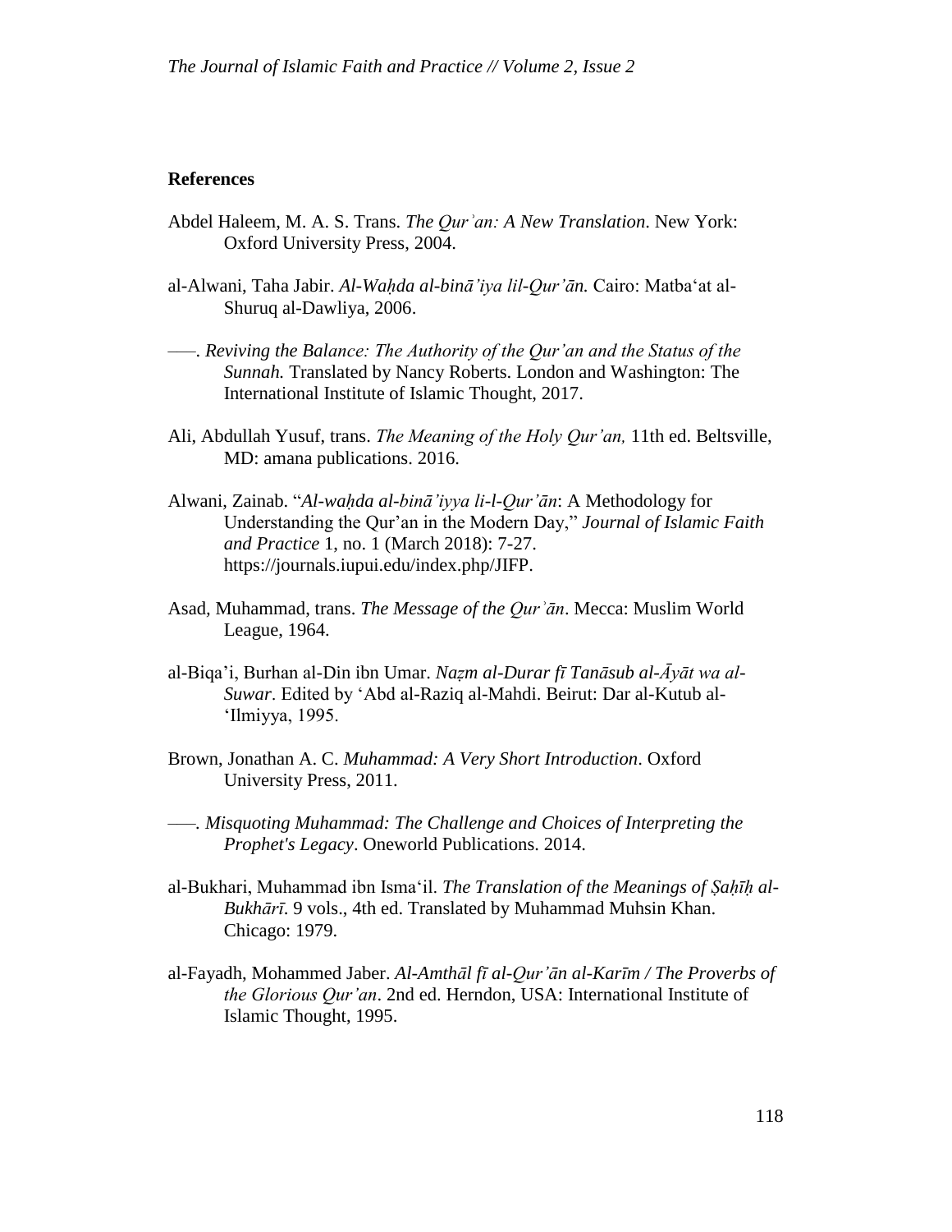**References**

Abdel Haleem, M. A. S. Trans. *The Qurʾan: A New Translation*. New York: Oxford University Press, 2004.

al-Alwani, Taha Jabir. *Al-Waḥda al-binā'iya lil-Qur'ān.* Cairo: Matba'at al-Shuruq al-Dawliya, 2006.

——. *Reviving the Balance: The Authority of the Qur'an and the Status of the Sunnah.* Translated by Nancy Roberts. London and Washington: The International Institute of Islamic Thought, 2017.

Ali, Abdullah Yusuf, trans. *The Meaning of the Holy Qur'an,* 11th ed. Beltsville, MD: amana publications. 2016.

Alwani, Zainab. "*Al-waḥda al-binā'iyya li-l-Qur'ān*: A Methodology for Understanding the Qur'an in the Modern Day," *Journal of Islamic Faith and Practice* 1, no. 1 (March 2018): 7-27. https://journals.iupui.edu/index.php/JIFP.

Asad, Muhammad, trans. *The Message of the Qurʾān*. Mecca: Muslim World League, 1964.

al-Biqa'i, Burhan al-Din ibn Umar. *Naẓm al-Durar fī Tanāsub al-Āyāt wa al-Suwar*. Edited by 'Abd al-Raziq al-Mahdi. Beirut: Dar al-Kutub al-'Ilmiyya, 1995.

Brown, Jonathan A. C. *Muhammad: A Very Short Introduction*. Oxford University Press, 2011.

——. *Misquoting Muhammad: The Challenge and Choices of Interpreting the Prophet's Legacy*. Oneworld Publications. 2014.

al-Bukhari, Muhammad ibn Isma'il. *The Translation of the Meanings of Ṣaḥīḥ al-Bukhārī*. 9 vols., 4th ed. Translated by Muhammad Muhsin Khan. Chicago: 1979.

al-Fayadh, Mohammed Jaber. *Al-Amthāl fī al-Qur'ān al-Karīm / The Proverbs of the Glorious Qur'an*. 2nd ed. Herndon, USA: International Institute of Islamic Thought, 1995.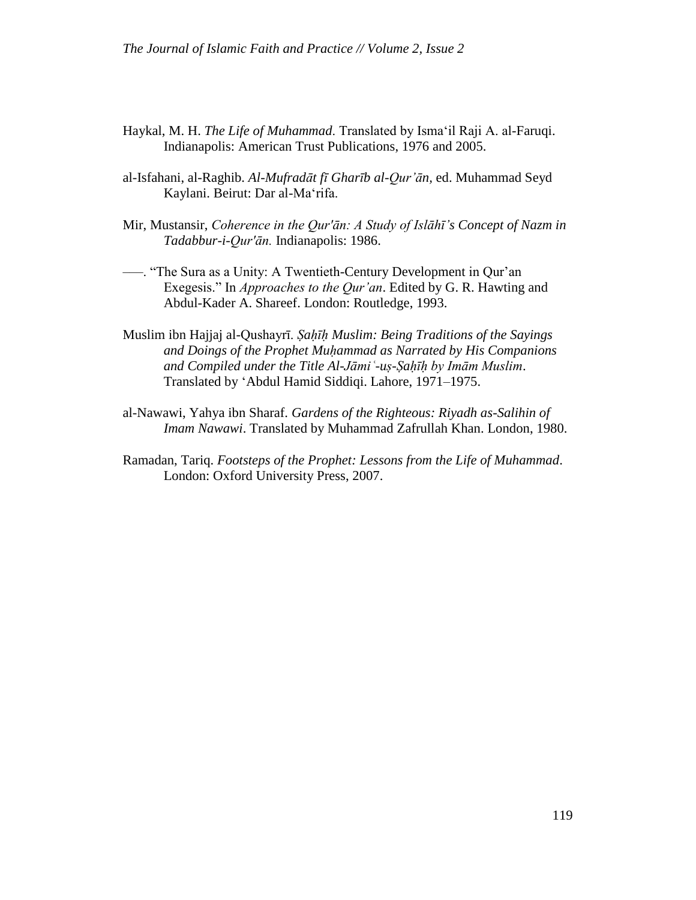Haykal, M. H. *The Life of Muhammad*. Translated by Isma'il Raji A. al-Faruqi. Indianapolis: American Trust Publications, 1976 and 2005.

al-Isfahani, al-Raghib. *Al-Mufradāt fī Gharīb al-Qur'ān*, ed. Muhammad Seyd Kaylani. Beirut: Dar al-Ma'rifa.

Mir, Mustansir, *Coherence in the Qur'ān: A Study of Islāhī's Concept of Nazm in Tadabbur-i-Qur'ān.* Indianapolis: 1986.

——. "The Sura as a Unity: A Twentieth-Century Development in Qur'an Exegesis." In *Approaches to the Qur'an*. Edited by G. R. Hawting and Abdul-Kader A. Shareef. London: Routledge, 1993.

Muslim ibn Hajjaj al-Qushayrī. *Ṣaḥīḥ Muslim: Being Traditions of the Sayings and Doings of the Prophet Muḥammad as Narrated by His Companions and Compiled under the Title Al-Jāmiʿ-uṣ-Ṣaḥīḥ by Imām Muslim*. Translated by 'Abdul Hamid Siddiqi. Lahore, 1971–1975.

al-Nawawi, Yahya ibn Sharaf. *Gardens of the Righteous: Riyadh as-Salihin of Imam Nawawi*. Translated by Muhammad Zafrullah Khan. London, 1980.

Ramadan, Tariq. *Footsteps of the Prophet: Lessons from the Life of Muhammad*. London: Oxford University Press, 2007.